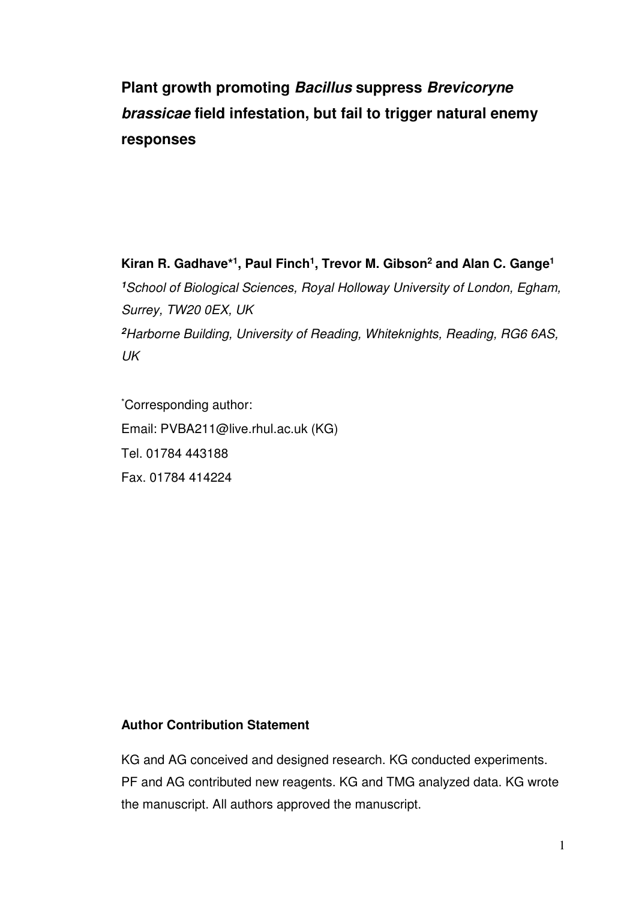# Plant growth promoting *Bacillus* suppress *Brevicoryne brassicae* field infestation, but fail to trigger natural enemy responses

**Kiran R. Gadhave*[1], Paul Finch[1], Trevor M. Gibson[2] and Alan C. Gange[1]**

[1]*School of Biological Sciences, Royal Holloway University of London, Egham, Surrey, TW20 0EX, UK*

[2]*Harborne Building, University of Reading, Whiteknights, Reading, RG6 6AS, UK*

*Corresponding author:
Email: PVBA211@live.rhul.ac.uk (KG)
Tel. 01784 443188
Fax. 01784 414224

**Author Contribution Statement**

KG and AG conceived and designed research. KG conducted experiments. PF and AG contributed new reagents. KG and TMG analyzed data. KG wrote the manuscript. All authors approved the manuscript.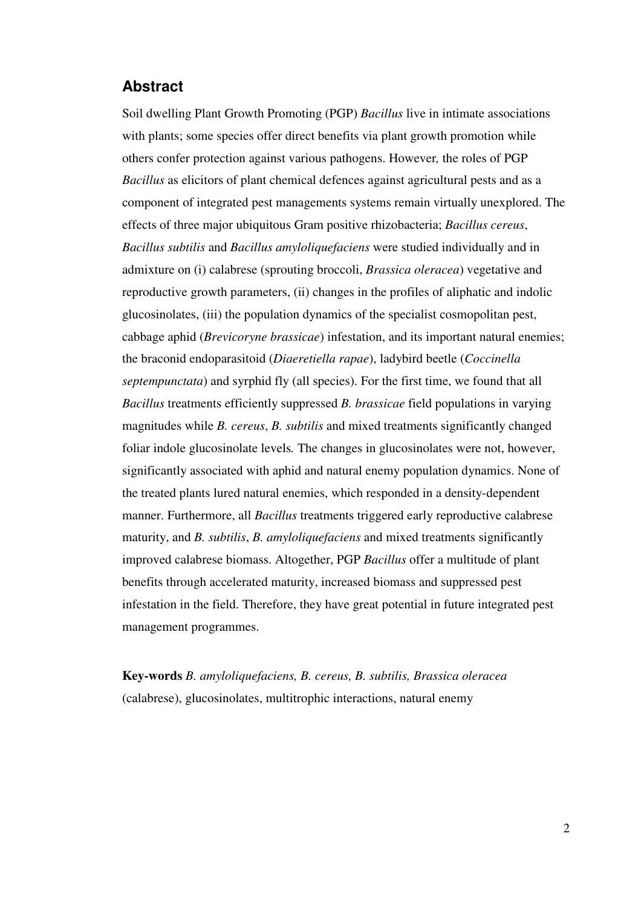## Abstract

Soil dwelling Plant Growth Promoting (PGP) *Bacillus* live in intimate associations with plants; some species offer direct benefits via plant growth promotion while others confer protection against various pathogens. However*,* the roles of PGP *Bacillus* as elicitors of plant chemical defences against agricultural pests and as a component of integrated pest managements systems remain virtually unexplored. The effects of three major ubiquitous Gram positive rhizobacteria; *Bacillus cereus*, *Bacillus subtilis* and *Bacillus amyloliquefaciens* were studied individually and in admixture on (i) calabrese (sprouting broccoli, *Brassica oleracea*) vegetative and reproductive growth parameters, (ii) changes in the profiles of aliphatic and indolic glucosinolates, (iii) the population dynamics of the specialist cosmopolitan pest, cabbage aphid (*Brevicoryne brassicae*) infestation, and its important natural enemies; the braconid endoparasitoid (*Diaeretiella rapae*), ladybird beetle (*Coccinella septempunctata*) and syrphid fly (all species). For the first time, we found that all *Bacillus* treatments efficiently suppressed *B. brassicae* field populations in varying magnitudes while *B. cereus*, *B. subtilis* and mixed treatments significantly changed foliar indole glucosinolate levels*.* The changes in glucosinolates were not, however, significantly associated with aphid and natural enemy population dynamics. None of the treated plants lured natural enemies, which responded in a density-dependent manner. Furthermore, all *Bacillus* treatments triggered early reproductive calabrese maturity, and *B. subtilis*, *B. amyloliquefaciens* and mixed treatments significantly improved calabrese biomass. Altogether, PGP *Bacillus* offer a multitude of plant benefits through accelerated maturity, increased biomass and suppressed pest infestation in the field. Therefore, they have great potential in future integrated pest management programmes.

**Key-words** *B. amyloliquefaciens, B. cereus, B. subtilis, Brassica oleracea* (calabrese), glucosinolates, multitrophic interactions, natural enemy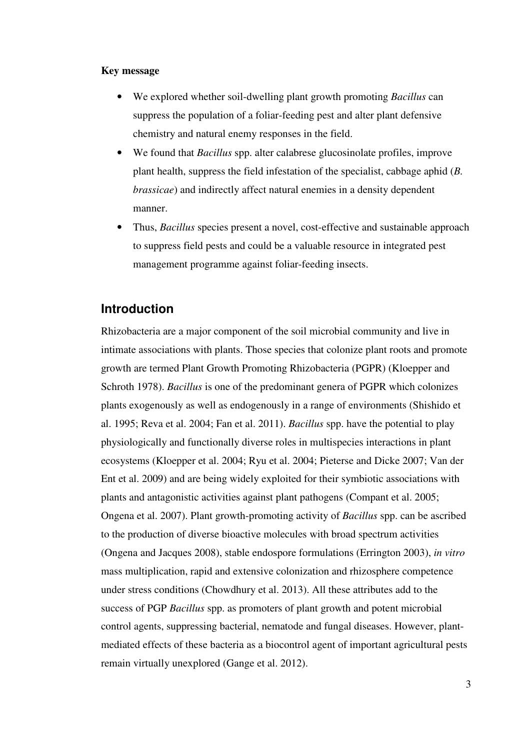**Key message**

- We explored whether soil-dwelling plant growth promoting *Bacillus* can suppress the population of a foliar-feeding pest and alter plant defensive chemistry and natural enemy responses in the field.
- We found that *Bacillus* spp. alter calabrese glucosinolate profiles, improve plant health, suppress the field infestation of the specialist, cabbage aphid (*B. brassicae*) and indirectly affect natural enemies in a density dependent manner.
- Thus, *Bacillus* species present a novel, cost-effective and sustainable approach to suppress field pests and could be a valuable resource in integrated pest management programme against foliar-feeding insects.

## Introduction

Rhizobacteria are a major component of the soil microbial community and live in intimate associations with plants. Those species that colonize plant roots and promote growth are termed Plant Growth Promoting Rhizobacteria (PGPR) (Kloepper and Schroth 1978). *Bacillus* is one of the predominant genera of PGPR which colonizes plants exogenously as well as endogenously in a range of environments (Shishido et al. 1995; Reva et al. 2004; Fan et al. 2011). *Bacillus* spp. have the potential to play physiologically and functionally diverse roles in multispecies interactions in plant ecosystems (Kloepper et al. 2004; Ryu et al. 2004; Pieterse and Dicke 2007; Van der Ent et al. 2009) and are being widely exploited for their symbiotic associations with plants and antagonistic activities against plant pathogens (Compant et al. 2005; Ongena et al. 2007). Plant growth-promoting activity of *Bacillus* spp. can be ascribed to the production of diverse bioactive molecules with broad spectrum activities (Ongena and Jacques 2008), stable endospore formulations (Errington 2003), *in vitro* mass multiplication, rapid and extensive colonization and rhizosphere competence under stress conditions (Chowdhury et al. 2013). All these attributes add to the success of PGP *Bacillus* spp. as promoters of plant growth and potent microbial control agents, suppressing bacterial, nematode and fungal diseases. However, plant-mediated effects of these bacteria as a biocontrol agent of important agricultural pests remain virtually unexplored (Gange et al. 2012).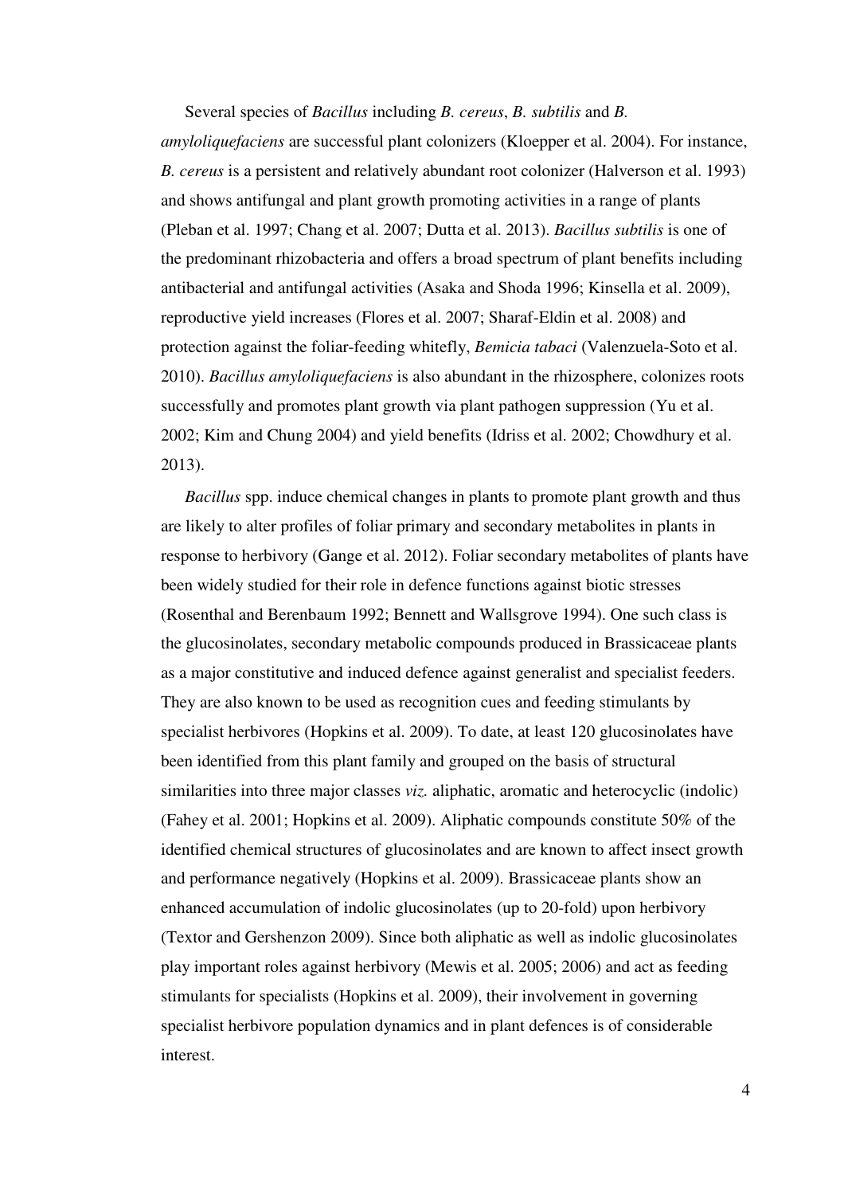Several species of *Bacillus* including *B. cereus*, *B. subtilis* and *B. amyloliquefaciens* are successful plant colonizers (Kloepper et al. 2004). For instance, *B. cereus* is a persistent and relatively abundant root colonizer (Halverson et al. 1993) and shows antifungal and plant growth promoting activities in a range of plants (Pleban et al. 1997; Chang et al. 2007; Dutta et al. 2013). *Bacillus subtilis* is one of the predominant rhizobacteria and offers a broad spectrum of plant benefits including antibacterial and antifungal activities (Asaka and Shoda 1996; Kinsella et al. 2009), reproductive yield increases (Flores et al. 2007; Sharaf-Eldin et al. 2008) and protection against the foliar-feeding whitefly, *Bemicia tabaci* (Valenzuela-Soto et al. 2010). *Bacillus amyloliquefaciens* is also abundant in the rhizosphere, colonizes roots successfully and promotes plant growth via plant pathogen suppression (Yu et al. 2002; Kim and Chung 2004) and yield benefits (Idriss et al. 2002; Chowdhury et al. 2013).

*Bacillus* spp. induce chemical changes in plants to promote plant growth and thus are likely to alter profiles of foliar primary and secondary metabolites in plants in response to herbivory (Gange et al. 2012). Foliar secondary metabolites of plants have been widely studied for their role in defence functions against biotic stresses (Rosenthal and Berenbaum 1992; Bennett and Wallsgrove 1994). One such class is the glucosinolates, secondary metabolic compounds produced in Brassicaceae plants as a major constitutive and induced defence against generalist and specialist feeders. They are also known to be used as recognition cues and feeding stimulants by specialist herbivores (Hopkins et al. 2009). To date, at least 120 glucosinolates have been identified from this plant family and grouped on the basis of structural similarities into three major classes *viz.* aliphatic, aromatic and heterocyclic (indolic) (Fahey et al. 2001; Hopkins et al. 2009). Aliphatic compounds constitute 50% of the identified chemical structures of glucosinolates and are known to affect insect growth and performance negatively (Hopkins et al. 2009). Brassicaceae plants show an enhanced accumulation of indolic glucosinolates (up to 20-fold) upon herbivory (Textor and Gershenzon 2009). Since both aliphatic as well as indolic glucosinolates play important roles against herbivory (Mewis et al. 2005; 2006) and act as feeding stimulants for specialists (Hopkins et al. 2009), their involvement in governing specialist herbivore population dynamics and in plant defences is of considerable interest.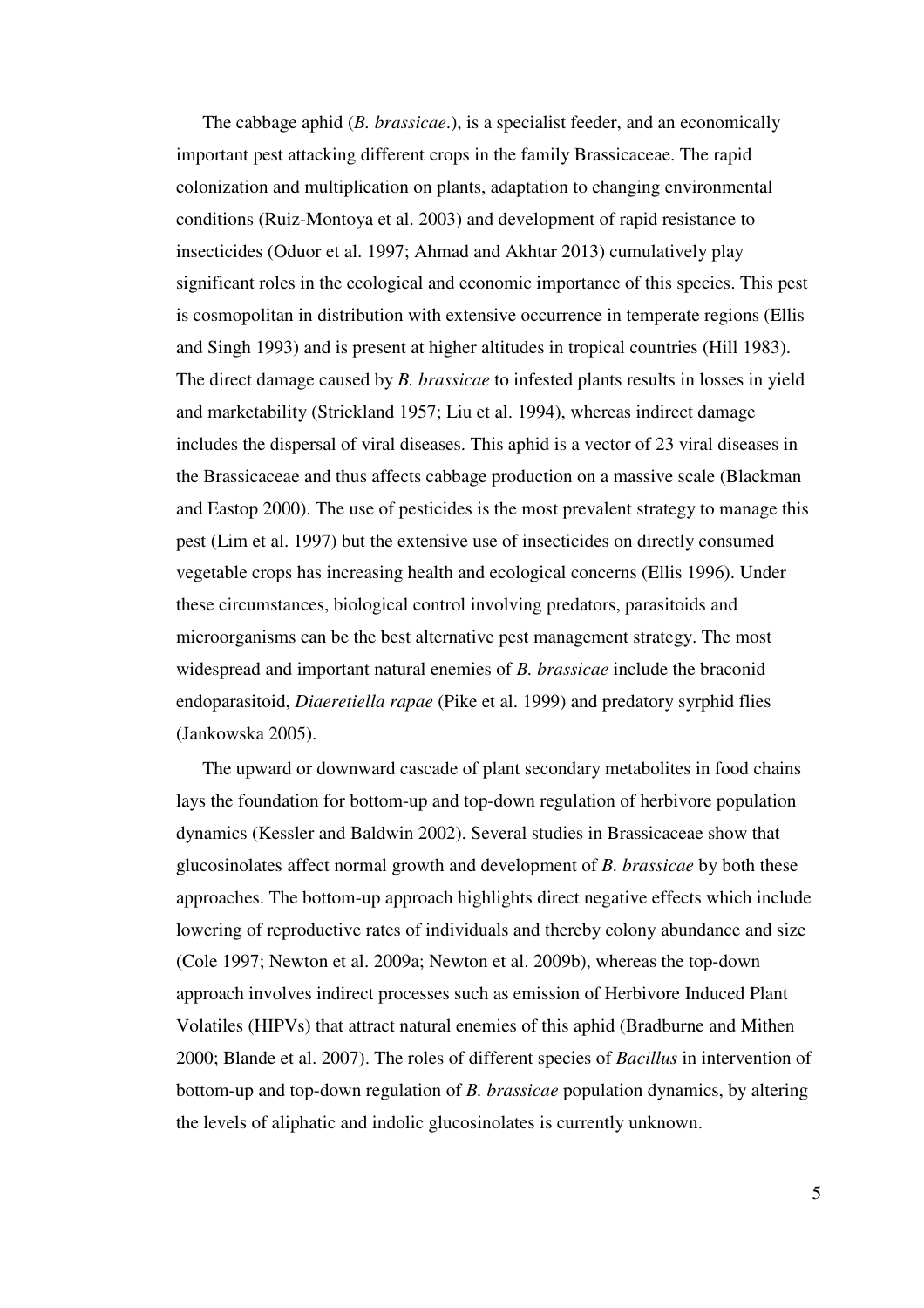The cabbage aphid (*B. brassicae*.), is a specialist feeder, and an economically important pest attacking different crops in the family Brassicaceae. The rapid colonization and multiplication on plants, adaptation to changing environmental conditions (Ruiz-Montoya et al. 2003) and development of rapid resistance to insecticides (Oduor et al. 1997; Ahmad and Akhtar 2013) cumulatively play significant roles in the ecological and economic importance of this species. This pest is cosmopolitan in distribution with extensive occurrence in temperate regions (Ellis and Singh 1993) and is present at higher altitudes in tropical countries (Hill 1983). The direct damage caused by *B. brassicae* to infested plants results in losses in yield and marketability (Strickland 1957; Liu et al. 1994), whereas indirect damage includes the dispersal of viral diseases. This aphid is a vector of 23 viral diseases in the Brassicaceae and thus affects cabbage production on a massive scale (Blackman and Eastop 2000). The use of pesticides is the most prevalent strategy to manage this pest (Lim et al. 1997) but the extensive use of insecticides on directly consumed vegetable crops has increasing health and ecological concerns (Ellis 1996). Under these circumstances, biological control involving predators, parasitoids and microorganisms can be the best alternative pest management strategy. The most widespread and important natural enemies of *B. brassicae* include the braconid endoparasitoid, *Diaeretiella rapae* (Pike et al. 1999) and predatory syrphid flies (Jankowska 2005).

The upward or downward cascade of plant secondary metabolites in food chains lays the foundation for bottom-up and top-down regulation of herbivore population dynamics (Kessler and Baldwin 2002). Several studies in Brassicaceae show that glucosinolates affect normal growth and development of *B. brassicae* by both these approaches. The bottom-up approach highlights direct negative effects which include lowering of reproductive rates of individuals and thereby colony abundance and size (Cole 1997; Newton et al. 2009a; Newton et al. 2009b), whereas the top-down approach involves indirect processes such as emission of Herbivore Induced Plant Volatiles (HIPVs) that attract natural enemies of this aphid (Bradburne and Mithen 2000; Blande et al. 2007). The roles of different species of *Bacillus* in intervention of bottom-up and top-down regulation of *B. brassicae* population dynamics, by altering the levels of aliphatic and indolic glucosinolates is currently unknown.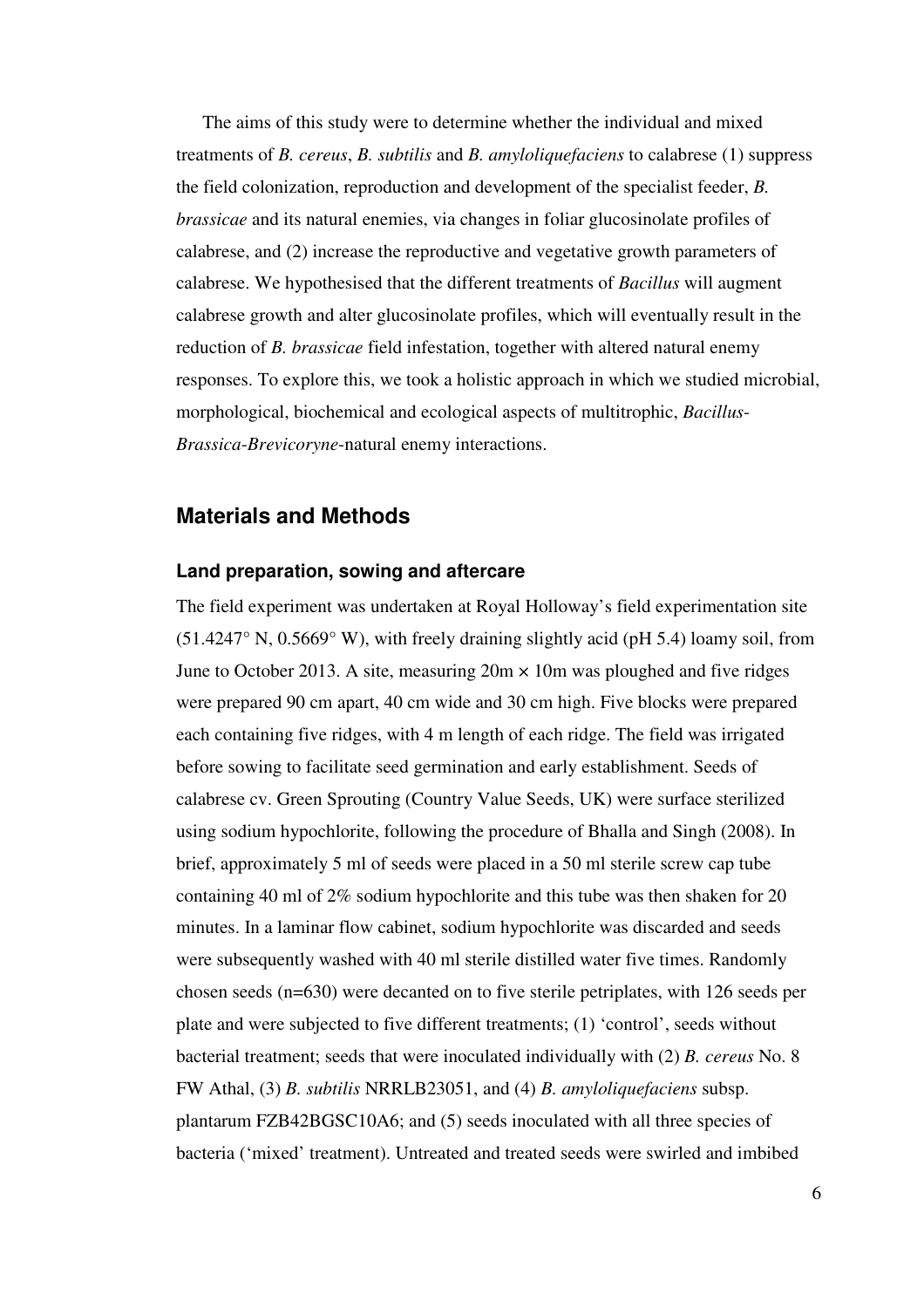The aims of this study were to determine whether the individual and mixed treatments of *B. cereus*, *B. subtilis* and *B. amyloliquefaciens* to calabrese (1) suppress the field colonization, reproduction and development of the specialist feeder, *B. brassicae* and its natural enemies, via changes in foliar glucosinolate profiles of calabrese, and (2) increase the reproductive and vegetative growth parameters of calabrese. We hypothesised that the different treatments of *Bacillus* will augment calabrese growth and alter glucosinolate profiles, which will eventually result in the reduction of *B. brassicae* field infestation, together with altered natural enemy responses. To explore this, we took a holistic approach in which we studied microbial, morphological, biochemical and ecological aspects of multitrophic, *Bacillus-Brassica-Brevicoryne*-natural enemy interactions.

## Materials and Methods

### Land preparation, sowing and aftercare

The field experiment was undertaken at Royal Holloway's field experimentation site (51.4247° N, 0.5669° W), with freely draining slightly acid (pH 5.4) loamy soil, from June to October 2013. A site, measuring 20m × 10m was ploughed and five ridges were prepared 90 cm apart, 40 cm wide and 30 cm high. Five blocks were prepared each containing five ridges, with 4 m length of each ridge. The field was irrigated before sowing to facilitate seed germination and early establishment. Seeds of calabrese cv. Green Sprouting (Country Value Seeds, UK) were surface sterilized using sodium hypochlorite, following the procedure of Bhalla and Singh (2008). In brief, approximately 5 ml of seeds were placed in a 50 ml sterile screw cap tube containing 40 ml of 2% sodium hypochlorite and this tube was then shaken for 20 minutes. In a laminar flow cabinet, sodium hypochlorite was discarded and seeds were subsequently washed with 40 ml sterile distilled water five times. Randomly chosen seeds (n=630) were decanted on to five sterile petriplates, with 126 seeds per plate and were subjected to five different treatments; (1) 'control', seeds without bacterial treatment; seeds that were inoculated individually with (2) *B. cereus* No. 8 FW Athal, (3) *B. subtilis* NRRLB23051, and (4) *B. amyloliquefaciens* subsp. plantarum FZB42BGSC10A6; and (5) seeds inoculated with all three species of bacteria ('mixed' treatment). Untreated and treated seeds were swirled and imbibed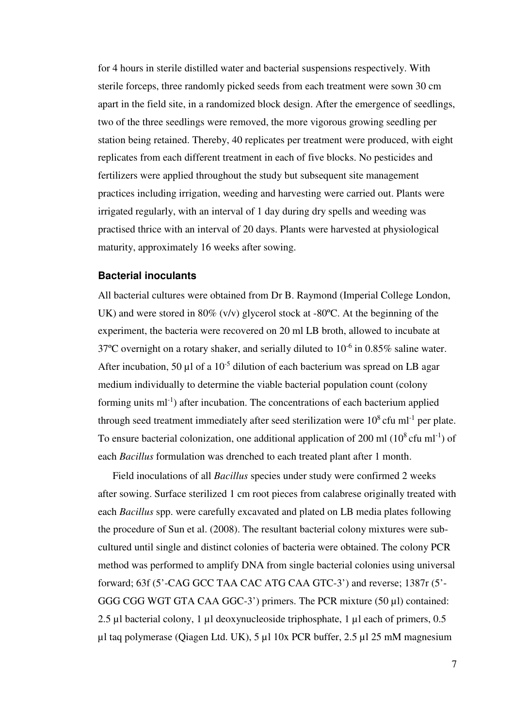for 4 hours in sterile distilled water and bacterial suspensions respectively. With sterile forceps, three randomly picked seeds from each treatment were sown 30 cm apart in the field site, in a randomized block design. After the emergence of seedlings, two of the three seedlings were removed, the more vigorous growing seedling per station being retained. Thereby, 40 replicates per treatment were produced, with eight replicates from each different treatment in each of five blocks. No pesticides and fertilizers were applied throughout the study but subsequent site management practices including irrigation, weeding and harvesting were carried out. Plants were irrigated regularly, with an interval of 1 day during dry spells and weeding was practised thrice with an interval of 20 days. Plants were harvested at physiological maturity, approximately 16 weeks after sowing.

### Bacterial inoculants

All bacterial cultures were obtained from Dr B. Raymond (Imperial College London, UK) and were stored in 80% (v/v) glycerol stock at -80ºC. At the beginning of the experiment, the bacteria were recovered on 20 ml LB broth, allowed to incubate at 37ºC overnight on a rotary shaker, and serially diluted to $10^{-6}$ in 0.85% saline water. After incubation, 50 µl of a $10^{-5}$ dilution of each bacterium was spread on LB agar medium individually to determine the viable bacterial population count (colony forming units $ml^{-1}$) after incubation. The concentrations of each bacterium applied through seed treatment immediately after seed sterilization were $10^{8}$ cfu $ml^{-1}$ per plate. To ensure bacterial colonization, one additional application of 200 ml ($10^{8}$ cfu $ml^{-1}$) of each *Bacillus* formulation was drenched to each treated plant after 1 month.

Field inoculations of all *Bacillus* species under study were confirmed 2 weeks after sowing. Surface sterilized 1 cm root pieces from calabrese originally treated with each *Bacillus* spp. were carefully excavated and plated on LB media plates following the procedure of Sun et al. (2008). The resultant bacterial colony mixtures were sub-cultured until single and distinct colonies of bacteria were obtained. The colony PCR method was performed to amplify DNA from single bacterial colonies using universal forward; 63f (5'-CAG GCC TAA CAC ATG CAA GTC-3') and reverse; 1387r (5'-GGG CGG WGT GTA CAA GGC-3') primers. The PCR mixture (50 µl) contained: 2.5 µl bacterial colony, 1 µl deoxynucleoside triphosphate, 1 µl each of primers, 0.5 µl taq polymerase (Qiagen Ltd. UK), 5 µl 10x PCR buffer, 2.5 µl 25 mM magnesium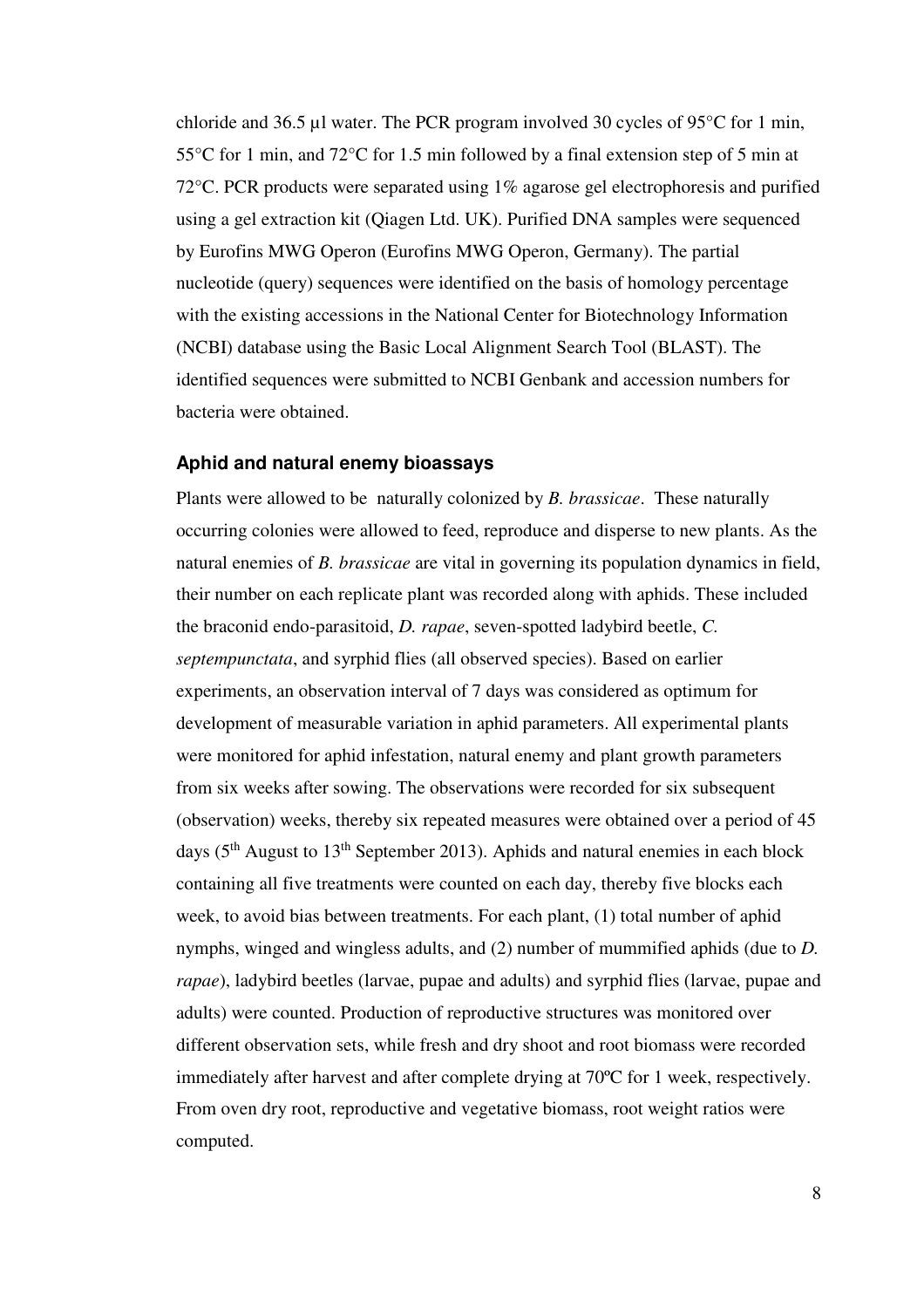chloride and 36.5 µl water. The PCR program involved 30 cycles of 95°C for 1 min, 55°C for 1 min, and 72°C for 1.5 min followed by a final extension step of 5 min at 72°C. PCR products were separated using 1% agarose gel electrophoresis and purified using a gel extraction kit (Qiagen Ltd. UK). Purified DNA samples were sequenced by Eurofins MWG Operon (Eurofins MWG Operon, Germany). The partial nucleotide (query) sequences were identified on the basis of homology percentage with the existing accessions in the National Center for Biotechnology Information (NCBI) database using the Basic Local Alignment Search Tool (BLAST). The identified sequences were submitted to NCBI Genbank and accession numbers for bacteria were obtained.

### Aphid and natural enemy bioassays

Plants were allowed to be naturally colonized by *B. brassicae*. These naturally occurring colonies were allowed to feed, reproduce and disperse to new plants. As the natural enemies of *B. brassicae* are vital in governing its population dynamics in field, their number on each replicate plant was recorded along with aphids. These included the braconid endo-parasitoid, *D. rapae*, seven-spotted ladybird beetle, *C. septempunctata*, and syrphid flies (all observed species). Based on earlier experiments, an observation interval of 7 days was considered as optimum for development of measurable variation in aphid parameters. All experimental plants were monitored for aphid infestation, natural enemy and plant growth parameters from six weeks after sowing. The observations were recorded for six subsequent (observation) weeks, thereby six repeated measures were obtained over a period of 45 days (5th August to 13th September 2013). Aphids and natural enemies in each block containing all five treatments were counted on each day, thereby five blocks each week, to avoid bias between treatments. For each plant, (1) total number of aphid nymphs, winged and wingless adults, and (2) number of mummified aphids (due to *D. rapae*), ladybird beetles (larvae, pupae and adults) and syrphid flies (larvae, pupae and adults) were counted. Production of reproductive structures was monitored over different observation sets, while fresh and dry shoot and root biomass were recorded immediately after harvest and after complete drying at 70ºC for 1 week, respectively. From oven dry root, reproductive and vegetative biomass, root weight ratios were computed.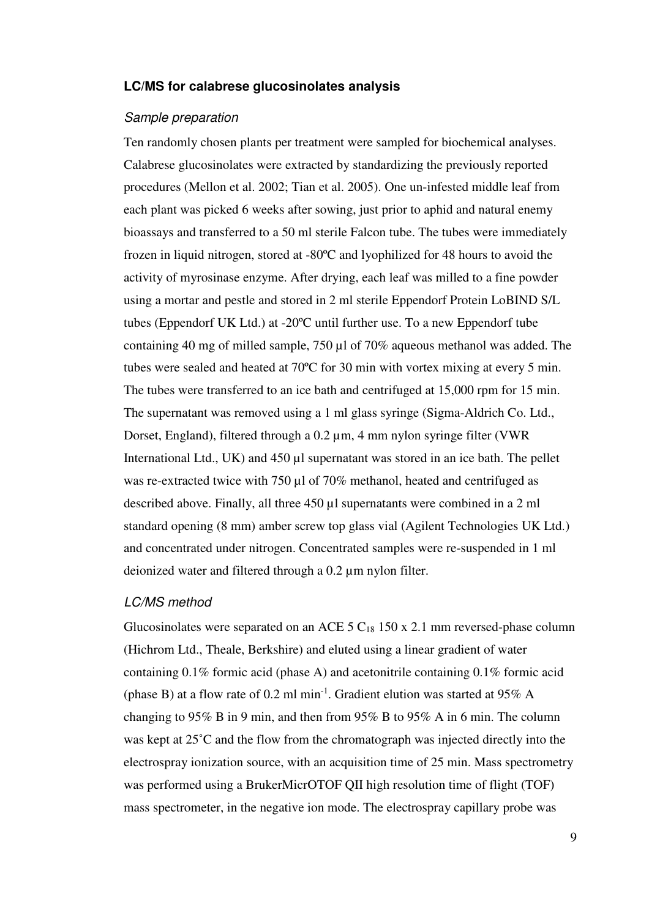### LC/MS for calabrese glucosinolates analysis

#### *Sample preparation*

Ten randomly chosen plants per treatment were sampled for biochemical analyses. Calabrese glucosinolates were extracted by standardizing the previously reported procedures (Mellon et al. 2002; Tian et al. 2005). One un-infested middle leaf from each plant was picked 6 weeks after sowing, just prior to aphid and natural enemy bioassays and transferred to a 50 ml sterile Falcon tube. The tubes were immediately frozen in liquid nitrogen, stored at -80ºC and lyophilized for 48 hours to avoid the activity of myrosinase enzyme. After drying, each leaf was milled to a fine powder using a mortar and pestle and stored in 2 ml sterile Eppendorf Protein LoBIND S/L tubes (Eppendorf UK Ltd.) at -20ºC until further use. To a new Eppendorf tube containing 40 mg of milled sample, 750 µl of 70% aqueous methanol was added. The tubes were sealed and heated at 70ºC for 30 min with vortex mixing at every 5 min. The tubes were transferred to an ice bath and centrifuged at 15,000 rpm for 15 min. The supernatant was removed using a 1 ml glass syringe (Sigma-Aldrich Co. Ltd., Dorset, England), filtered through a 0.2 µm, 4 mm nylon syringe filter (VWR International Ltd., UK) and 450 µl supernatant was stored in an ice bath. The pellet was re-extracted twice with 750 µl of 70% methanol, heated and centrifuged as described above. Finally, all three 450 µl supernatants were combined in a 2 ml standard opening (8 mm) amber screw top glass vial (Agilent Technologies UK Ltd.) and concentrated under nitrogen. Concentrated samples were re-suspended in 1 ml deionized water and filtered through a 0.2 µm nylon filter.

#### *LC/MS method*

Glucosinolates were separated on an ACE 5 $C_{18}$ 150 x 2.1 mm reversed-phase column (Hichrom Ltd., Theale, Berkshire) and eluted using a linear gradient of water containing 0.1% formic acid (phase A) and acetonitrile containing 0.1% formic acid (phase B) at a flow rate of 0.2 ml $min^{-1}$. Gradient elution was started at 95% A changing to 95% B in 9 min, and then from 95% B to 95% A in 6 min. The column was kept at 25˚C and the flow from the chromatograph was injected directly into the electrospray ionization source, with an acquisition time of 25 min. Mass spectrometry was performed using a BrukerMicrOTOF QII high resolution time of flight (TOF) mass spectrometer, in the negative ion mode. The electrospray capillary probe was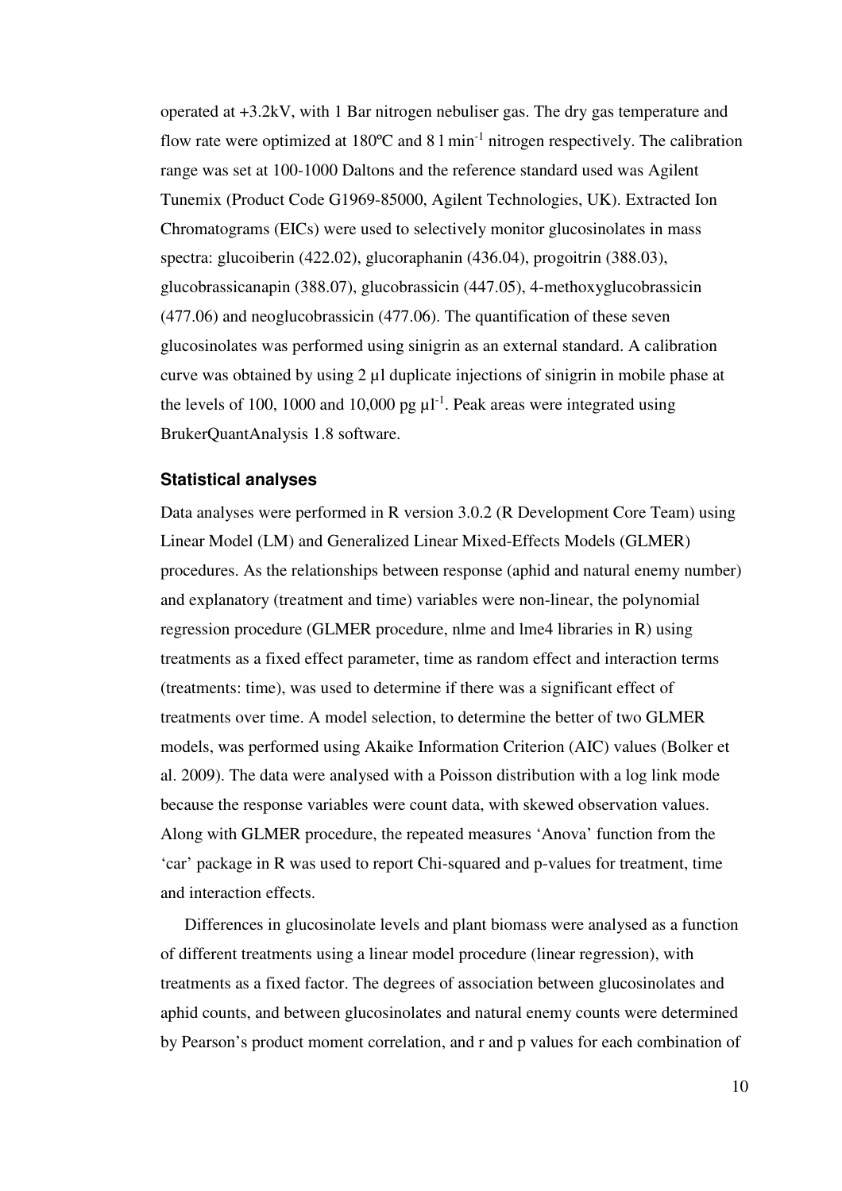operated at +3.2kV, with 1 Bar nitrogen nebuliser gas. The dry gas temperature and flow rate were optimized at 180ºC and 8 l $min^{-1}$ nitrogen respectively. The calibration range was set at 100-1000 Daltons and the reference standard used was Agilent Tunemix (Product Code G1969-85000, Agilent Technologies, UK). Extracted Ion Chromatograms (EICs) were used to selectively monitor glucosinolates in mass spectra: glucoiberin (422.02), glucoraphanin (436.04), progoitrin (388.03), glucobrassicanapin (388.07), glucobrassicin (447.05), 4-methoxyglucobrassicin (477.06) and neoglucobrassicin (477.06). The quantification of these seven glucosinolates was performed using sinigrin as an external standard. A calibration curve was obtained by using 2 µl duplicate injections of sinigrin in mobile phase at the levels of 100, 1000 and 10,000 pg $\mu l^{-1}$. Peak areas were integrated using BrukerQuantAnalysis 1.8 software.

### Statistical analyses

Data analyses were performed in R version 3.0.2 (R Development Core Team) using Linear Model (LM) and Generalized Linear Mixed-Effects Models (GLMER) procedures. As the relationships between response (aphid and natural enemy number) and explanatory (treatment and time) variables were non-linear, the polynomial regression procedure (GLMER procedure, nlme and lme4 libraries in R) using treatments as a fixed effect parameter, time as random effect and interaction terms (treatments: time), was used to determine if there was a significant effect of treatments over time. A model selection, to determine the better of two GLMER models, was performed using Akaike Information Criterion (AIC) values (Bolker et al. 2009). The data were analysed with a Poisson distribution with a log link mode because the response variables were count data, with skewed observation values. Along with GLMER procedure, the repeated measures 'Anova' function from the 'car' package in R was used to report Chi-squared and p-values for treatment, time and interaction effects.

Differences in glucosinolate levels and plant biomass were analysed as a function of different treatments using a linear model procedure (linear regression), with treatments as a fixed factor. The degrees of association between glucosinolates and aphid counts, and between glucosinolates and natural enemy counts were determined by Pearson's product moment correlation, and r and p values for each combination of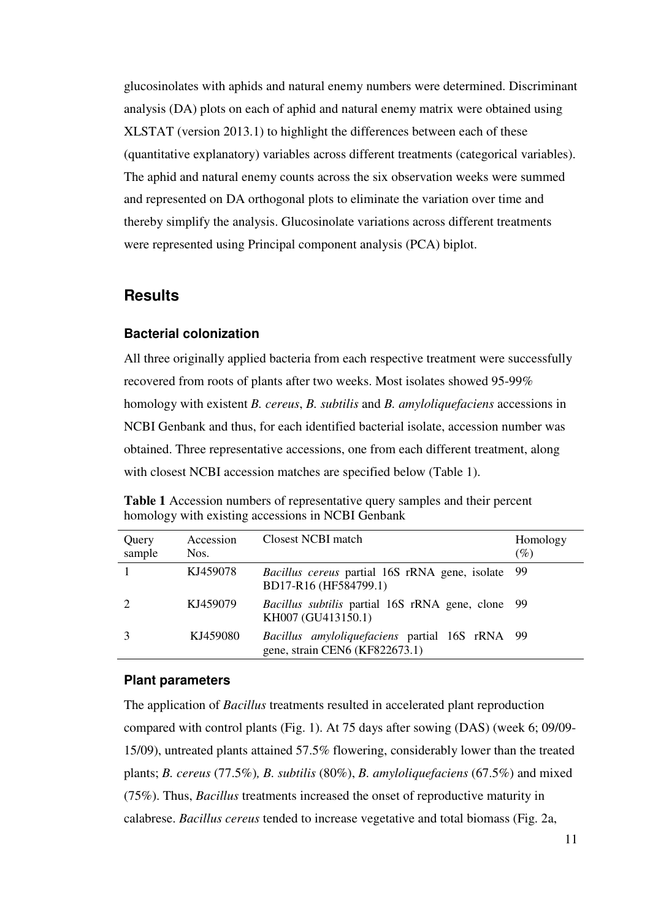glucosinolates with aphids and natural enemy numbers were determined. Discriminant analysis (DA) plots on each of aphid and natural enemy matrix were obtained using XLSTAT (version 2013.1) to highlight the differences between each of these (quantitative explanatory) variables across different treatments (categorical variables). The aphid and natural enemy counts across the six observation weeks were summed and represented on DA orthogonal plots to eliminate the variation over time and thereby simplify the analysis. Glucosinolate variations across different treatments were represented using Principal component analysis (PCA) biplot.

## Results

### Bacterial colonization

All three originally applied bacteria from each respective treatment were successfully recovered from roots of plants after two weeks. Most isolates showed 95-99% homology with existent *B. cereus*, *B. subtilis* and *B. amyloliquefaciens* accessions in NCBI Genbank and thus, for each identified bacterial isolate, accession number was obtained. Three representative accessions, one from each different treatment, along with closest NCBI accession matches are specified below (Table 1).

**Table 1** Accession numbers of representative query samples and their percent homology with existing accessions in NCBI Genbank

| Query sample | Accession Nos. | Closest NCBI match | Homology (%) |
|---|---|---|---|
| 1 | KJ459078 | *Bacillus cereus* partial 16S rRNA gene, isolate BD17-R16 (HF584799.1) | 99 |
| 2 | KJ459079 | *Bacillus subtilis* partial 16S rRNA gene, clone KH007 (GU413150.1) | 99 |
| 3 | KJ459080 | *Bacillus amyloliquefaciens* partial 16S rRNA gene, strain CEN6 (KF822673.1) | 99 |

### Plant parameters

The application of *Bacillus* treatments resulted in accelerated plant reproduction compared with control plants (Fig. 1). At 75 days after sowing (DAS) (week 6; 09/09-15/09), untreated plants attained 57.5% flowering, considerably lower than the treated plants; *B. cereus* (77.5%), *B. subtilis* (80%), *B. amyloliquefaciens* (67.5%) and mixed (75%). Thus, *Bacillus* treatments increased the onset of reproductive maturity in calabrese. *Bacillus cereus* tended to increase vegetative and total biomass (Fig. 2a,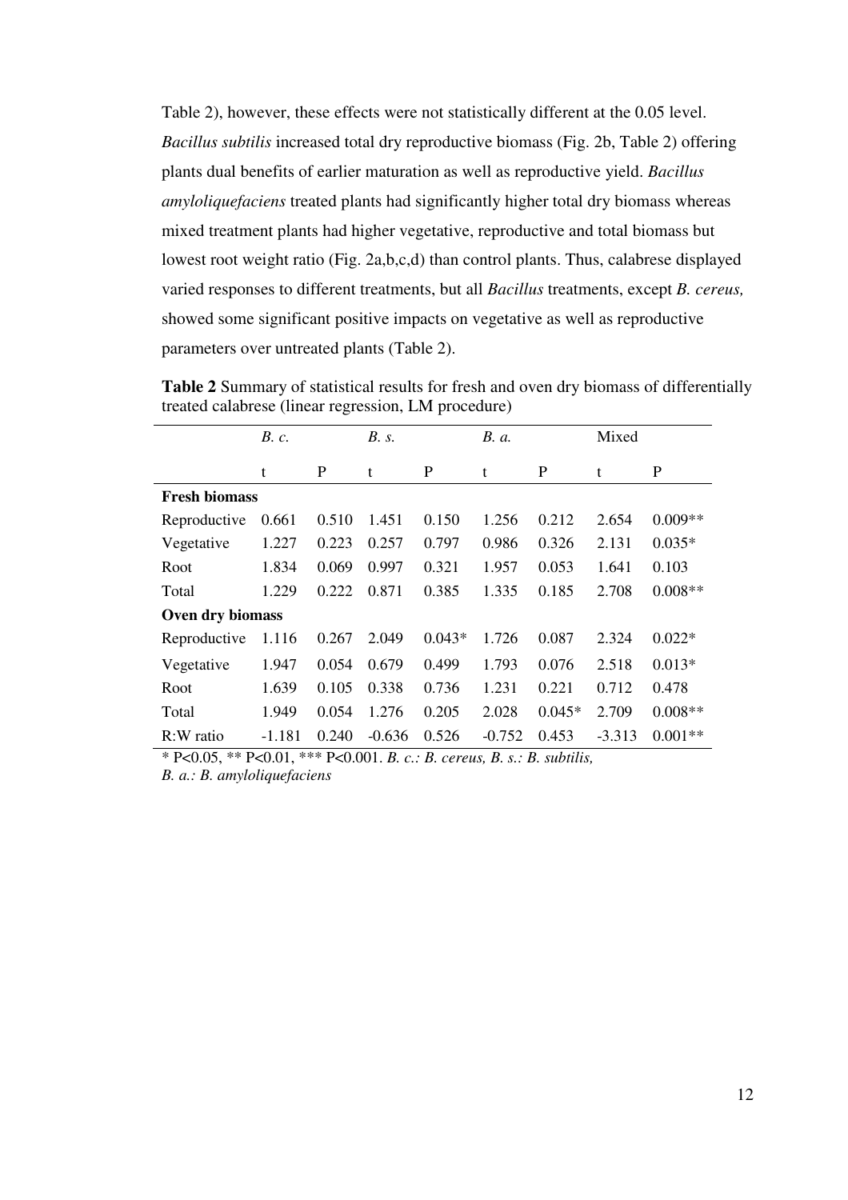Table 2), however, these effects were not statistically different at the 0.05 level. *Bacillus subtilis* increased total dry reproductive biomass (Fig. 2b, Table 2) offering plants dual benefits of earlier maturation as well as reproductive yield. *Bacillus amyloliquefaciens* treated plants had significantly higher total dry biomass whereas mixed treatment plants had higher vegetative, reproductive and total biomass but lowest root weight ratio (Fig. 2a,b,c,d) than control plants. Thus, calabrese displayed varied responses to different treatments, but all *Bacillus* treatments, except *B. cereus,* showed some significant positive impacts on vegetative as well as reproductive parameters over untreated plants (Table 2).

**Table 2** Summary of statistical results for fresh and oven dry biomass of differentially treated calabrese (linear regression, LM procedure)

| | *B. c.* | | *B. s.* | | *B. a.* | | Mixed | |
|---|---|---|---|---|---|---|---|---|
| | t | P | t | P | t | P | t | P |
| **Fresh biomass** | | | | | | | | |
| Reproductive | 0.661 | 0.510 | 1.451 | 0.150 | 1.256 | 0.212 | 2.654 | 0.009** |
| Vegetative | 1.227 | 0.223 | 0.257 | 0.797 | 0.986 | 0.326 | 2.131 | 0.035* |
| Root | 1.834 | 0.069 | 0.997 | 0.321 | 1.957 | 0.053 | 1.641 | 0.103 |
| Total | 1.229 | 0.222 | 0.871 | 0.385 | 1.335 | 0.185 | 2.708 | 0.008** |
| **Oven dry biomass** | | | | | | | | |
| Reproductive | 1.116 | 0.267 | 2.049 | 0.043* | 1.726 | 0.087 | 2.324 | 0.022* |
| Vegetative | 1.947 | 0.054 | 0.679 | 0.499 | 1.793 | 0.076 | 2.518 | 0.013* |
| Root | 1.639 | 0.105 | 0.338 | 0.736 | 1.231 | 0.221 | 0.712 | 0.478 |
| Total | 1.949 | 0.054 | 1.276 | 0.205 | 2.028 | 0.045* | 2.709 | 0.008** |
| R:W ratio | -1.181 | 0.240 | -0.636 | 0.526 | -0.752 | 0.453 | -3.313 | 0.001** |

* $P<0.05$, ** $P<0.01$, *** $P<0.001$. *B. c.: B. cereus, B. s.: B. subtilis, B. a.: B. amyloliquefaciens*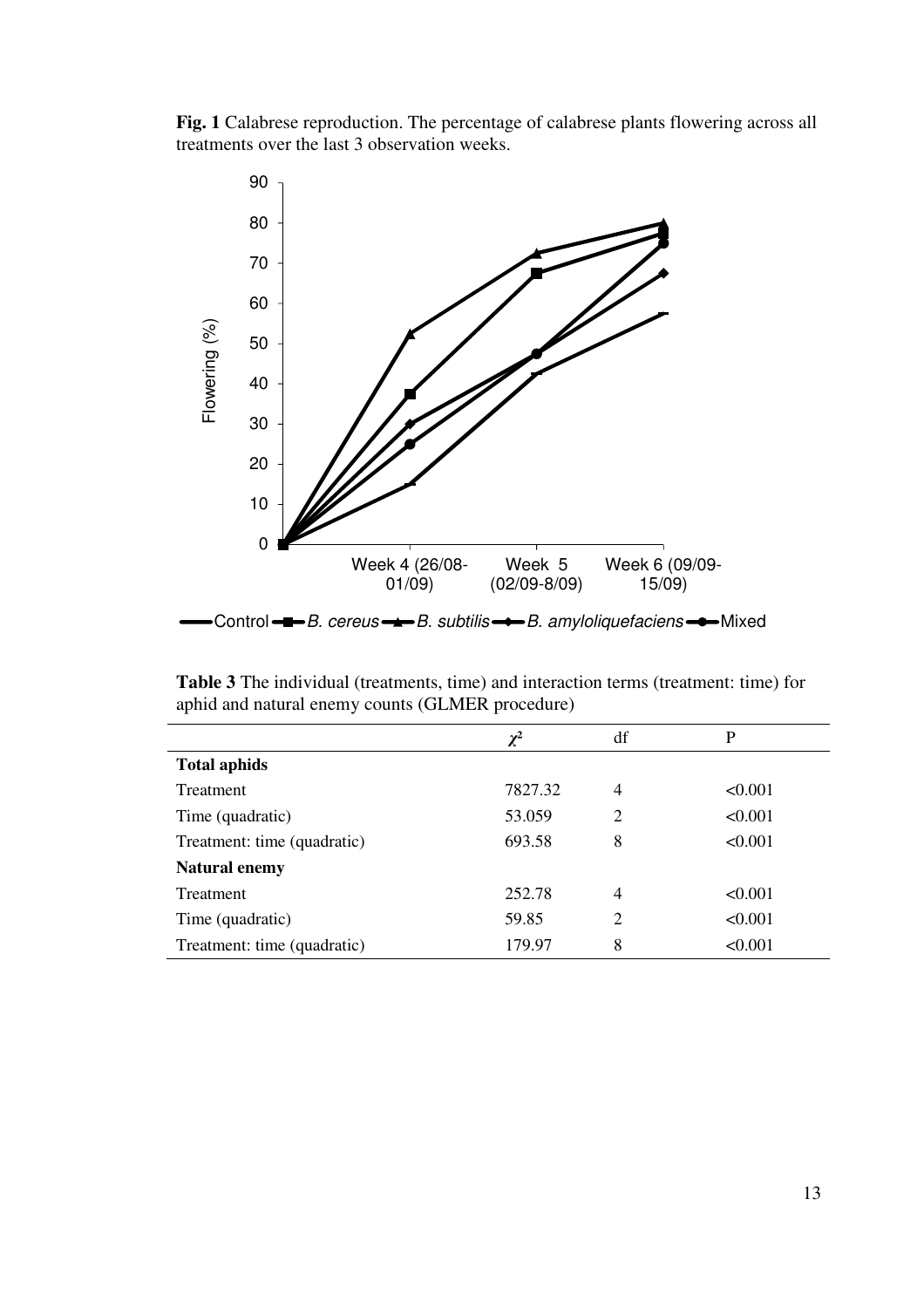**Fig. 1** Calabrese reproduction. The percentage of calabrese plants flowering across all treatments over the last 3 observation weeks.

**Table 3** The individual (treatments, time) and interaction terms (treatment: time) for aphid and natural enemy counts (GLMER procedure)

| | $\chi^2$ | df | P |
|---|---|---|---|
| **Total aphids** | | | |
| Treatment | 7827.32 | 4 | <0.001 |
| Time (quadratic) | 53.059 | 2 | <0.001 |
| Treatment: time (quadratic) | 693.58 | 8 | <0.001 |
| **Natural enemy** | | | |
| Treatment | 252.78 | 4 | <0.001 |
| Time (quadratic) | 59.85 | 2 | <0.001 |
| Treatment: time (quadratic) | 179.97 | 8 | <0.001 |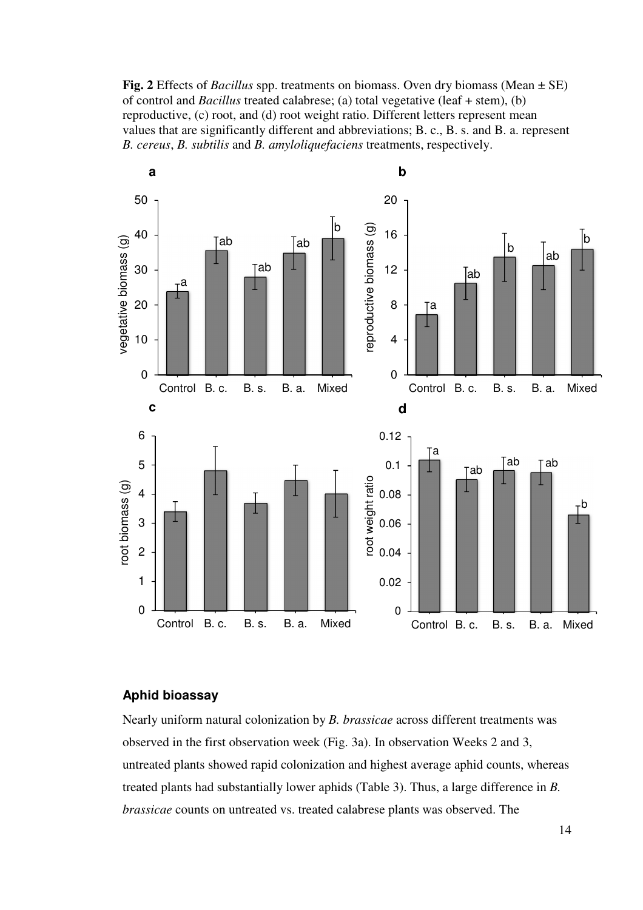**Fig. 2** Effects of *Bacillus* spp. treatments on biomass. Oven dry biomass (Mean ± SE) of control and *Bacillus* treated calabrese; (a) total vegetative (leaf + stem), (b) reproductive, (c) root, and (d) root weight ratio. Different letters represent mean values that are significantly different and abbreviations; B. c., B. s. and B. a. represent *B. cereus*, *B. subtilis* and *B. amyloliquefaciens* treatments, respectively.

## Aphid bioassay

Nearly uniform natural colonization by *B. brassicae* across different treatments was observed in the first observation week (Fig. 3a). In observation Weeks 2 and 3, untreated plants showed rapid colonization and highest average aphid counts, whereas treated plants had substantially lower aphids (Table 3). Thus, a large difference in *B. brassicae* counts on untreated vs. treated calabrese plants was observed. The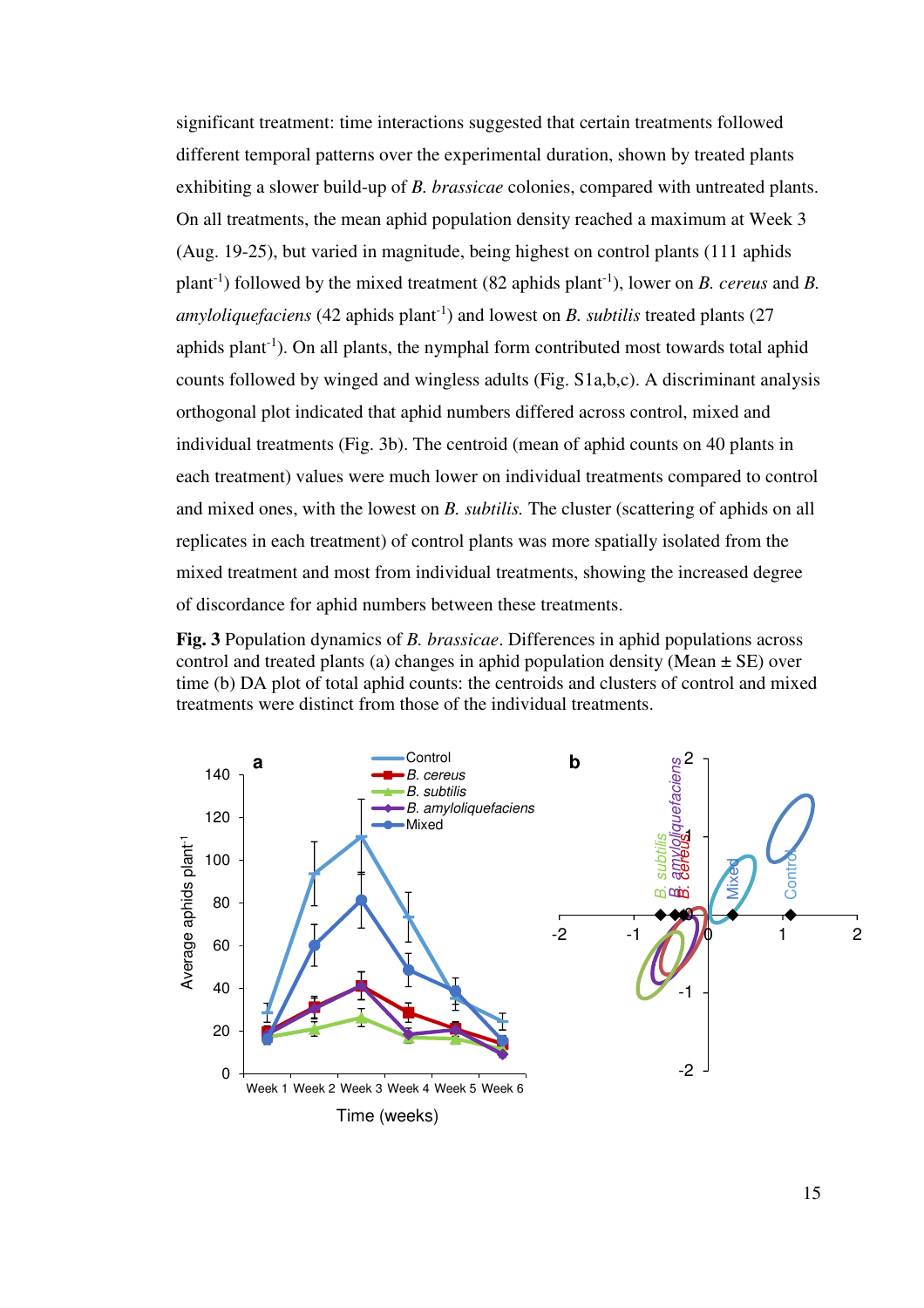significant treatment: time interactions suggested that certain treatments followed different temporal patterns over the experimental duration, shown by treated plants exhibiting a slower build-up of *B. brassicae* colonies, compared with untreated plants. On all treatments, the mean aphid population density reached a maximum at Week 3 (Aug. 19-25), but varied in magnitude, being highest on control plants (111 aphids plant$^{-1}$) followed by the mixed treatment (82 aphids plant$^{-1}$), lower on *B. cereus* and *B. amyloliquefaciens* (42 aphids plant$^{-1}$) and lowest on *B. subtilis* treated plants (27 aphids plant$^{-1}$). On all plants, the nymphal form contributed most towards total aphid counts followed by winged and wingless adults (Fig. S1a,b,c). A discriminant analysis orthogonal plot indicated that aphid numbers differed across control, mixed and individual treatments (Fig. 3b). The centroid (mean of aphid counts on 40 plants in each treatment) values were much lower on individual treatments compared to control and mixed ones, with the lowest on *B. subtilis.* The cluster (scattering of aphids on all replicates in each treatment) of control plants was more spatially isolated from the mixed treatment and most from individual treatments, showing the increased degree of discordance for aphid numbers between these treatments.

**Fig. 3** Population dynamics of *B. brassicae*. Differences in aphid populations across control and treated plants (a) changes in aphid population density (Mean ± SE) over time (b) DA plot of total aphid counts: the centroids and clusters of control and mixed treatments were distinct from those of the individual treatments.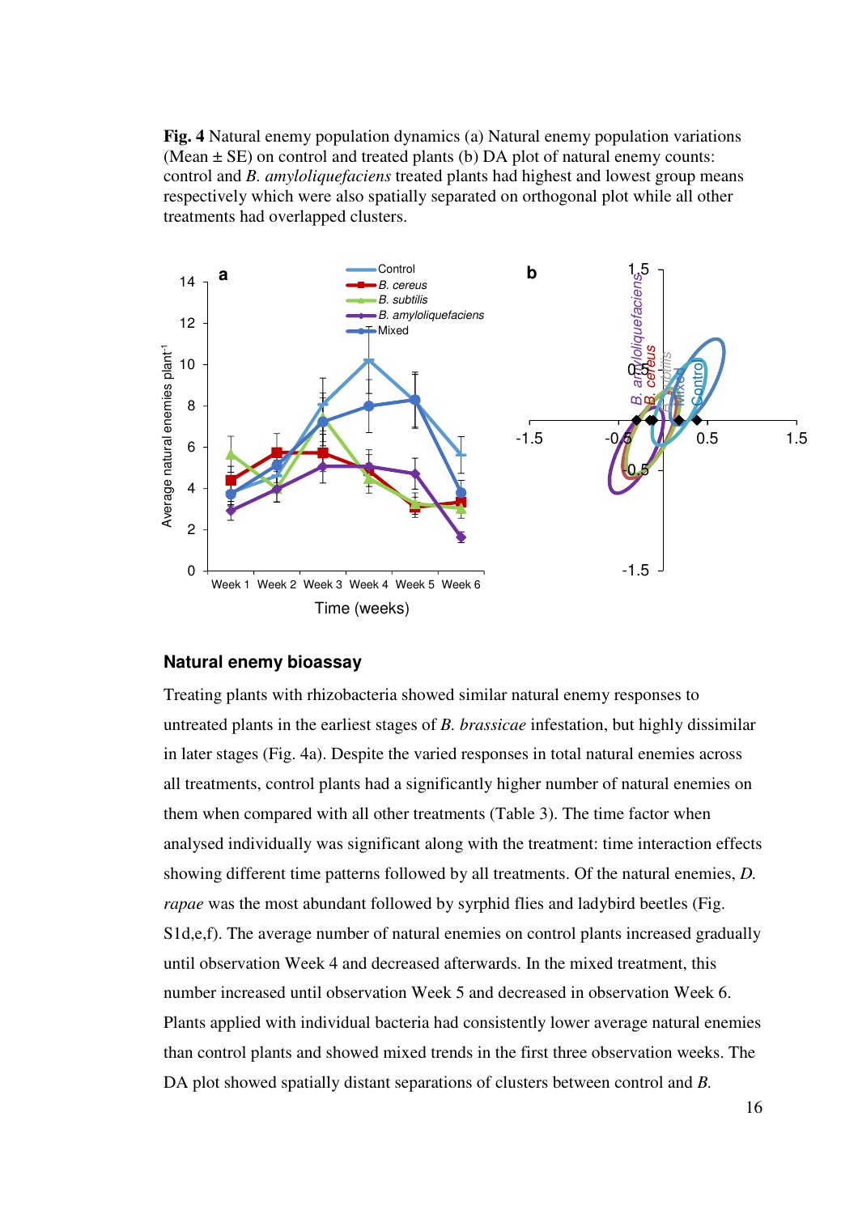**Fig. 4** Natural enemy population dynamics (a) Natural enemy population variations (Mean ± SE) on control and treated plants (b) DA plot of natural enemy counts: control and *B. amyloliquefaciens* treated plants had highest and lowest group means respectively which were also spatially separated on orthogonal plot while all other treatments had overlapped clusters.

## Natural enemy bioassay

Treating plants with rhizobacteria showed similar natural enemy responses to untreated plants in the earliest stages of *B. brassicae* infestation, but highly dissimilar in later stages (Fig. 4a). Despite the varied responses in total natural enemies across all treatments, control plants had a significantly higher number of natural enemies on them when compared with all other treatments (Table 3). The time factor when analysed individually was significant along with the treatment: time interaction effects showing different time patterns followed by all treatments. Of the natural enemies, *D. rapae* was the most abundant followed by syrphid flies and ladybird beetles (Fig. S1d,e,f). The average number of natural enemies on control plants increased gradually until observation Week 4 and decreased afterwards. In the mixed treatment, this number increased until observation Week 5 and decreased in observation Week 6. Plants applied with individual bacteria had consistently lower average natural enemies than control plants and showed mixed trends in the first three observation weeks. The DA plot showed spatially distant separations of clusters between control and *B.*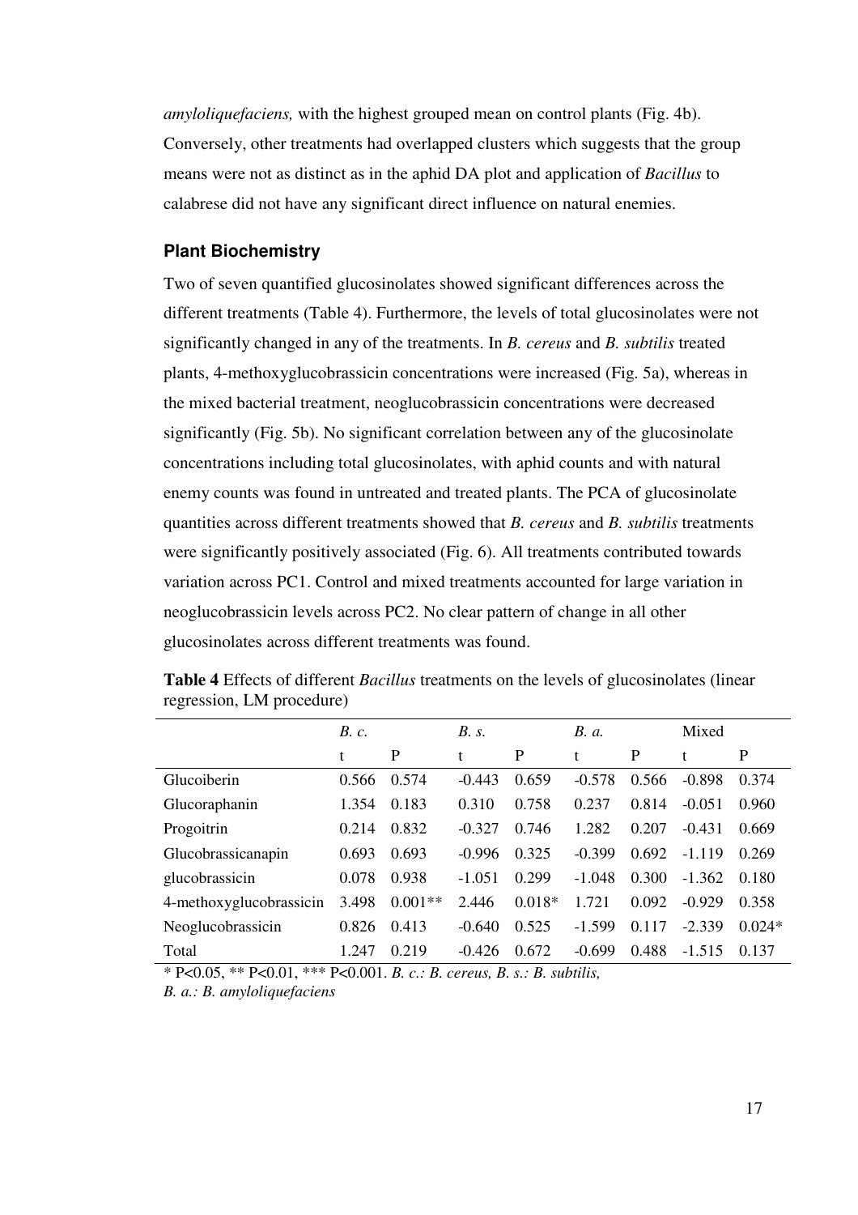*amyloliquefaciens,* with the highest grouped mean on control plants (Fig. 4b). Conversely, other treatments had overlapped clusters which suggests that the group means were not as distinct as in the aphid DA plot and application of *Bacillus* to calabrese did not have any significant direct influence on natural enemies.

### Plant Biochemistry

Two of seven quantified glucosinolates showed significant differences across the different treatments (Table 4). Furthermore, the levels of total glucosinolates were not significantly changed in any of the treatments. In *B. cereus* and *B. subtilis* treated plants, 4-methoxyglucobrassicin concentrations were increased (Fig. 5a), whereas in the mixed bacterial treatment, neoglucobrassicin concentrations were decreased significantly (Fig. 5b). No significant correlation between any of the glucosinolate concentrations including total glucosinolates, with aphid counts and with natural enemy counts was found in untreated and treated plants. The PCA of glucosinolate quantities across different treatments showed that *B. cereus* and *B. subtilis* treatments were significantly positively associated (Fig. 6). All treatments contributed towards variation across PC1. Control and mixed treatments accounted for large variation in neoglucobrassicin levels across PC2. No clear pattern of change in all other glucosinolates across different treatments was found.

**Table 4** Effects of different *Bacillus* treatments on the levels of glucosinolates (linear regression, LM procedure)

| | *B. c.* | | *B. s.* | | *B. a.* | | Mixed | |
|---|---|---|---|---|---|---|---|---|
| | t | P | t | P | t | P | t | P |
| Glucoiberin | 0.566 | 0.574 | -0.443 | 0.659 | -0.578 | 0.566 | -0.898 | 0.374 |
| Glucoraphanin | 1.354 | 0.183 | 0.310 | 0.758 | 0.237 | 0.814 | -0.051 | 0.960 |
| Progoitrin | 0.214 | 0.832 | -0.327 | 0.746 | 1.282 | 0.207 | -0.431 | 0.669 |
| Glucobrassicanapin | 0.693 | 0.693 | -0.996 | 0.325 | -0.399 | 0.692 | -1.119 | 0.269 |
| glucobrassicin | 0.078 | 0.938 | -1.051 | 0.299 | -1.048 | 0.300 | -1.362 | 0.180 |
| 4-methoxyglucobrassicin | 3.498 | 0.001** | 2.446 | 0.018* | 1.721 | 0.092 | -0.929 | 0.358 |
| Neoglucobrassicin | 0.826 | 0.413 | -0.640 | 0.525 | -1.599 | 0.117 | -2.339 | 0.024* |
| Total | 1.247 | 0.219 | -0.426 | 0.672 | -0.699 | 0.488 | -1.515 | 0.137 |

* P<0.05, ** P<0.01, *** P<0.001. *B. c.: B. cereus, B. s.: B. subtilis, B. a.: B. amyloliquefaciens*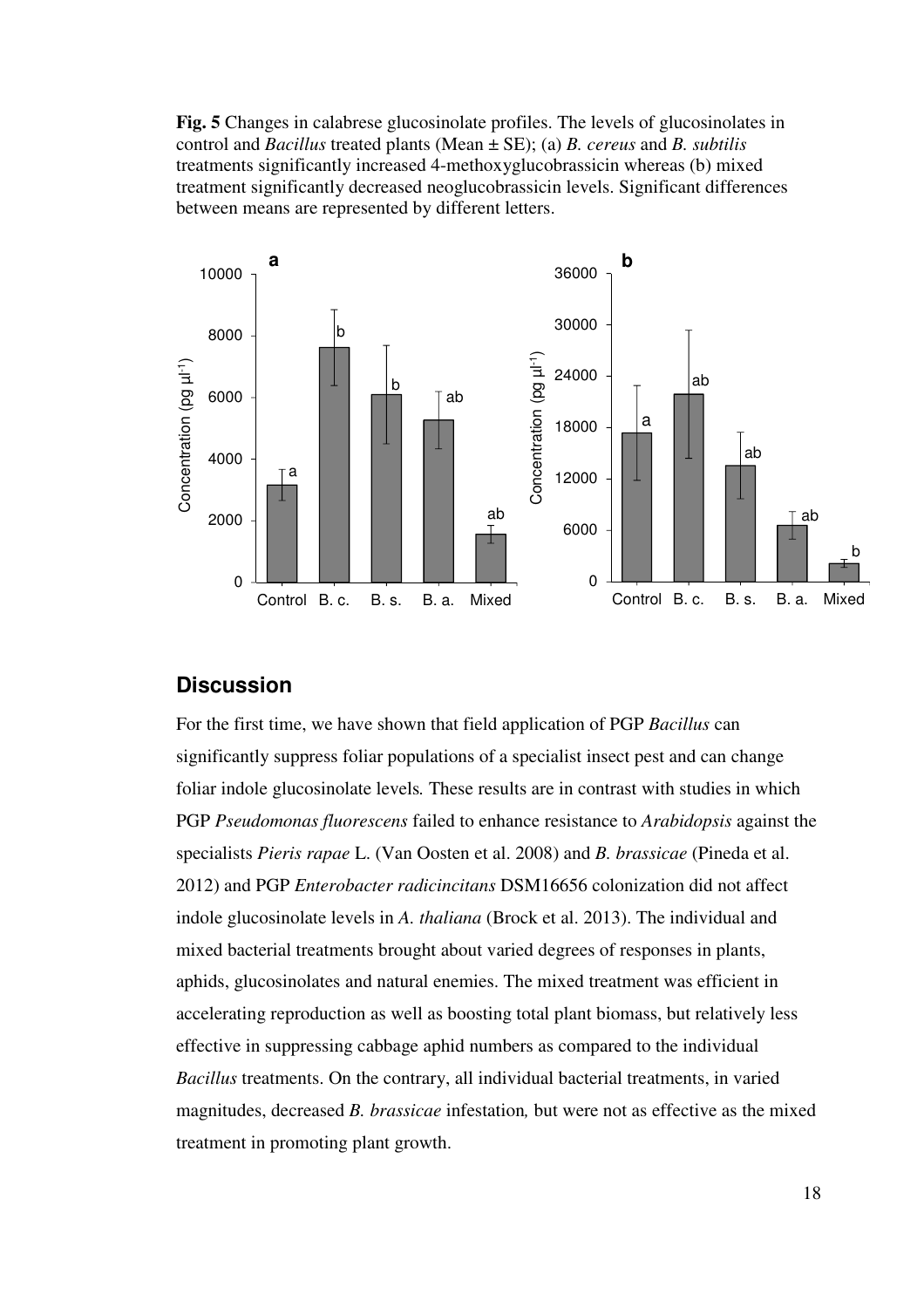**Fig. 5** Changes in calabrese glucosinolate profiles. The levels of glucosinolates in control and *Bacillus* treated plants (Mean ± SE); (a) *B. cereus* and *B. subtilis* treatments significantly increased 4-methoxyglucobrassicin whereas (b) mixed treatment significantly decreased neoglucobrassicin levels. Significant differences between means are represented by different letters.

## Discussion

For the first time, we have shown that field application of PGP *Bacillus* can significantly suppress foliar populations of a specialist insect pest and can change foliar indole glucosinolate levels*.* These results are in contrast with studies in which PGP *Pseudomonas fluorescens* failed to enhance resistance to *Arabidopsis* against the specialists *Pieris rapae* L. (Van Oosten et al. 2008) and *B. brassicae* (Pineda et al. 2012) and PGP *Enterobacter radicincitans* DSM16656 colonization did not affect indole glucosinolate levels in *A. thaliana* (Brock et al. 2013). The individual and mixed bacterial treatments brought about varied degrees of responses in plants, aphids, glucosinolates and natural enemies. The mixed treatment was efficient in accelerating reproduction as well as boosting total plant biomass, but relatively less effective in suppressing cabbage aphid numbers as compared to the individual *Bacillus* treatments. On the contrary, all individual bacterial treatments, in varied magnitudes, decreased *B. brassicae* infestation*,* but were not as effective as the mixed treatment in promoting plant growth.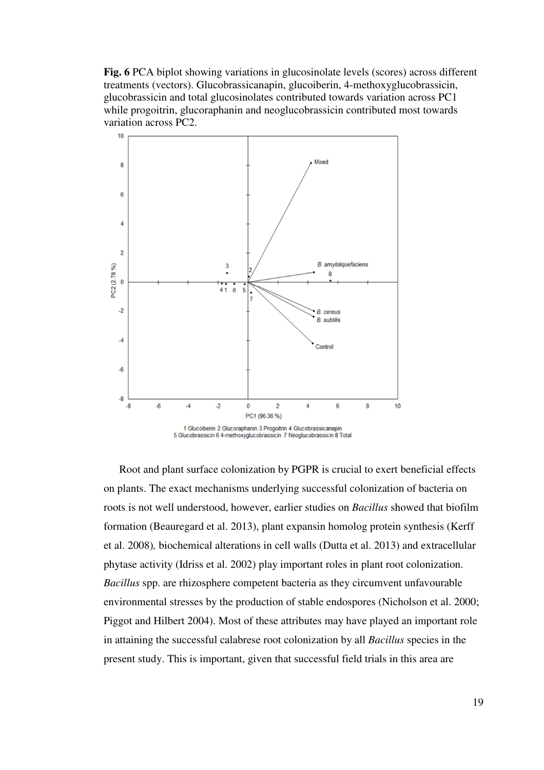**Fig. 6** PCA biplot showing variations in glucosinolate levels (scores) across different treatments (vectors). Glucobrassicanapin, glucoiberin, 4-methoxyglucobrassicin, glucobrassicin and total glucosinolates contributed towards variation across PC1 while progoitrin, glucoraphanin and neoglucobrassicin contributed most towards variation across PC2.

Root and plant surface colonization by PGPR is crucial to exert beneficial effects on plants. The exact mechanisms underlying successful colonization of bacteria on roots is not well understood, however, earlier studies on *Bacillus* showed that biofilm formation (Beauregard et al. 2013), plant expansin homolog protein synthesis (Kerff et al. 2008), biochemical alterations in cell walls (Dutta et al. 2013) and extracellular phytase activity (Idriss et al. 2002) play important roles in plant root colonization. *Bacillus* spp. are rhizosphere competent bacteria as they circumvent unfavourable environmental stresses by the production of stable endospores (Nicholson et al. 2000; Piggot and Hilbert 2004). Most of these attributes may have played an important role in attaining the successful calabrese root colonization by all *Bacillus* species in the present study. This is important, given that successful field trials in this area are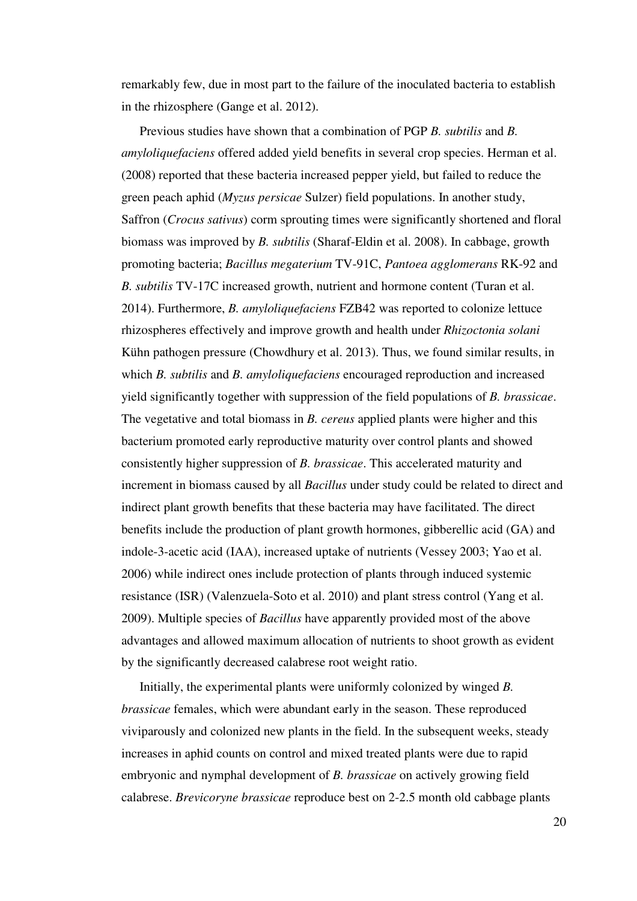remarkably few, due in most part to the failure of the inoculated bacteria to establish in the rhizosphere (Gange et al. 2012).

Previous studies have shown that a combination of PGP *B. subtilis* and *B. amyloliquefaciens* offered added yield benefits in several crop species. Herman et al. (2008) reported that these bacteria increased pepper yield, but failed to reduce the green peach aphid (*Myzus persicae* Sulzer) field populations. In another study, Saffron (*Crocus sativus*) corm sprouting times were significantly shortened and floral biomass was improved by *B. subtilis* (Sharaf-Eldin et al. 2008). In cabbage, growth promoting bacteria; *Bacillus megaterium* TV-91C, *Pantoea agglomerans* RK-92 and *B. subtilis* TV-17C increased growth, nutrient and hormone content (Turan et al. 2014). Furthermore, *B. amyloliquefaciens* FZB42 was reported to colonize lettuce rhizospheres effectively and improve growth and health under *Rhizoctonia solani* Kühn pathogen pressure (Chowdhury et al. 2013). Thus, we found similar results, in which *B. subtilis* and *B. amyloliquefaciens* encouraged reproduction and increased yield significantly together with suppression of the field populations of *B. brassicae*. The vegetative and total biomass in *B. cereus* applied plants were higher and this bacterium promoted early reproductive maturity over control plants and showed consistently higher suppression of *B. brassicae*. This accelerated maturity and increment in biomass caused by all *Bacillus* under study could be related to direct and indirect plant growth benefits that these bacteria may have facilitated. The direct benefits include the production of plant growth hormones, gibberellic acid (GA) and indole-3-acetic acid (IAA), increased uptake of nutrients (Vessey 2003; Yao et al. 2006) while indirect ones include protection of plants through induced systemic resistance (ISR) (Valenzuela-Soto et al. 2010) and plant stress control (Yang et al. 2009). Multiple species of *Bacillus* have apparently provided most of the above advantages and allowed maximum allocation of nutrients to shoot growth as evident by the significantly decreased calabrese root weight ratio.

Initially, the experimental plants were uniformly colonized by winged *B. brassicae* females, which were abundant early in the season. These reproduced viviparously and colonized new plants in the field. In the subsequent weeks, steady increases in aphid counts on control and mixed treated plants were due to rapid embryonic and nymphal development of *B. brassicae* on actively growing field calabrese. *Brevicoryne brassicae* reproduce best on 2-2.5 month old cabbage plants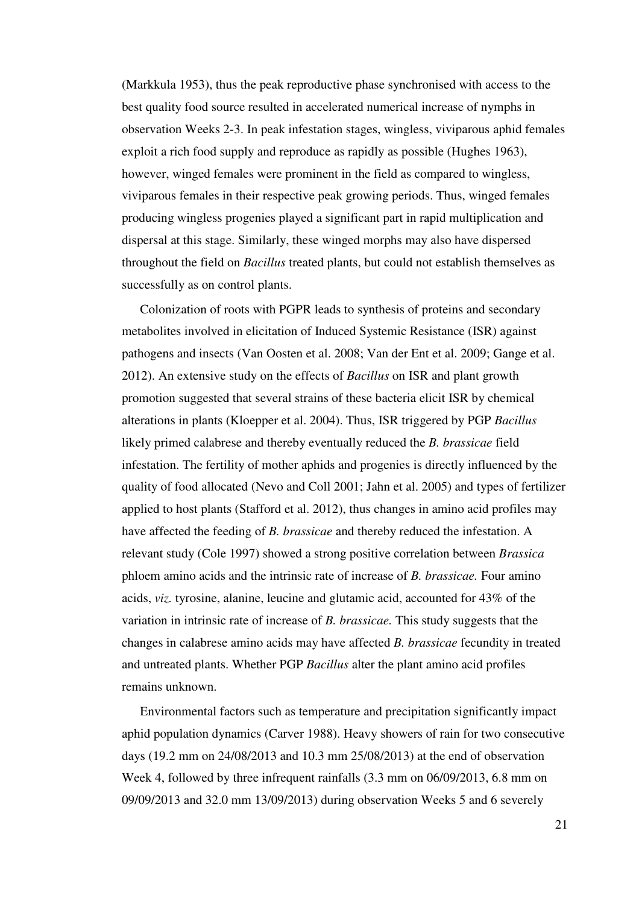(Markkula 1953), thus the peak reproductive phase synchronised with access to the best quality food source resulted in accelerated numerical increase of nymphs in observation Weeks 2-3. In peak infestation stages, wingless, viviparous aphid females exploit a rich food supply and reproduce as rapidly as possible (Hughes 1963), however, winged females were prominent in the field as compared to wingless, viviparous females in their respective peak growing periods. Thus, winged females producing wingless progenies played a significant part in rapid multiplication and dispersal at this stage. Similarly, these winged morphs may also have dispersed throughout the field on *Bacillus* treated plants, but could not establish themselves as successfully as on control plants.

Colonization of roots with PGPR leads to synthesis of proteins and secondary metabolites involved in elicitation of Induced Systemic Resistance (ISR) against pathogens and insects (Van Oosten et al. 2008; Van der Ent et al. 2009; Gange et al. 2012). An extensive study on the effects of *Bacillus* on ISR and plant growth promotion suggested that several strains of these bacteria elicit ISR by chemical alterations in plants (Kloepper et al. 2004). Thus, ISR triggered by PGP *Bacillus* likely primed calabrese and thereby eventually reduced the *B. brassicae* field infestation. The fertility of mother aphids and progenies is directly influenced by the quality of food allocated (Nevo and Coll 2001; Jahn et al. 2005) and types of fertilizer applied to host plants (Stafford et al. 2012), thus changes in amino acid profiles may have affected the feeding of *B. brassicae* and thereby reduced the infestation. A relevant study (Cole 1997) showed a strong positive correlation between *Brassica* phloem amino acids and the intrinsic rate of increase of *B. brassicae.* Four amino acids, *viz.* tyrosine, alanine, leucine and glutamic acid, accounted for 43% of the variation in intrinsic rate of increase of *B. brassicae.* This study suggests that the changes in calabrese amino acids may have affected *B. brassicae* fecundity in treated and untreated plants. Whether PGP *Bacillus* alter the plant amino acid profiles remains unknown.

Environmental factors such as temperature and precipitation significantly impact aphid population dynamics (Carver 1988). Heavy showers of rain for two consecutive days (19.2 mm on 24/08/2013 and 10.3 mm 25/08/2013) at the end of observation Week 4, followed by three infrequent rainfalls (3.3 mm on 06/09/2013, 6.8 mm on 09/09/2013 and 32.0 mm 13/09/2013) during observation Weeks 5 and 6 severely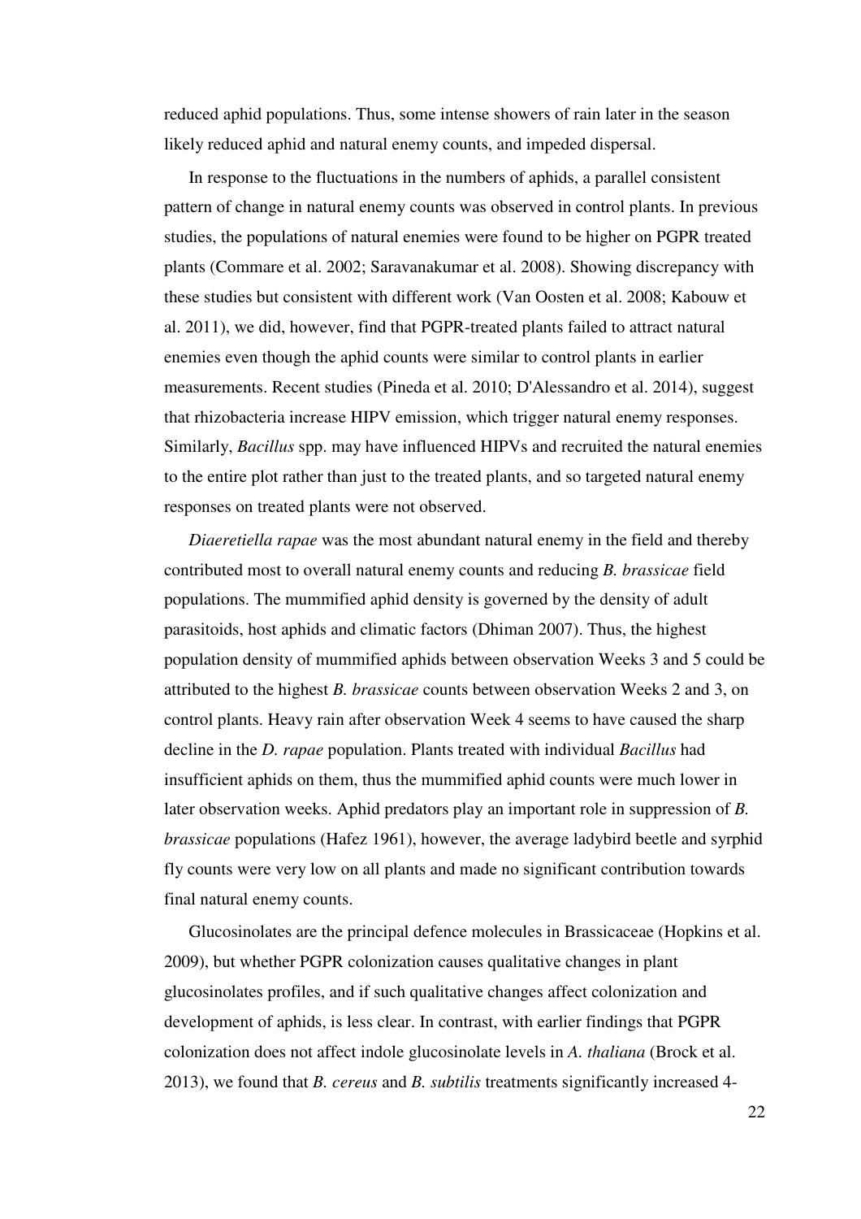reduced aphid populations. Thus, some intense showers of rain later in the season likely reduced aphid and natural enemy counts, and impeded dispersal.

In response to the fluctuations in the numbers of aphids, a parallel consistent pattern of change in natural enemy counts was observed in control plants. In previous studies, the populations of natural enemies were found to be higher on PGPR treated plants (Commare et al. 2002; Saravanakumar et al. 2008). Showing discrepancy with these studies but consistent with different work (Van Oosten et al. 2008; Kabouw et al. 2011), we did, however, find that PGPR-treated plants failed to attract natural enemies even though the aphid counts were similar to control plants in earlier measurements. Recent studies (Pineda et al. 2010; D'Alessandro et al. 2014), suggest that rhizobacteria increase HIPV emission, which trigger natural enemy responses. Similarly, *Bacillus* spp. may have influenced HIPVs and recruited the natural enemies to the entire plot rather than just to the treated plants, and so targeted natural enemy responses on treated plants were not observed.

*Diaeretiella rapae* was the most abundant natural enemy in the field and thereby contributed most to overall natural enemy counts and reducing *B. brassicae* field populations. The mummified aphid density is governed by the density of adult parasitoids, host aphids and climatic factors (Dhiman 2007). Thus, the highest population density of mummified aphids between observation Weeks 3 and 5 could be attributed to the highest *B. brassicae* counts between observation Weeks 2 and 3, on control plants. Heavy rain after observation Week 4 seems to have caused the sharp decline in the *D. rapae* population. Plants treated with individual *Bacillus* had insufficient aphids on them, thus the mummified aphid counts were much lower in later observation weeks. Aphid predators play an important role in suppression of *B. brassicae* populations (Hafez 1961), however, the average ladybird beetle and syrphid fly counts were very low on all plants and made no significant contribution towards final natural enemy counts.

Glucosinolates are the principal defence molecules in Brassicaceae (Hopkins et al. 2009), but whether PGPR colonization causes qualitative changes in plant glucosinolates profiles, and if such qualitative changes affect colonization and development of aphids, is less clear. In contrast, with earlier findings that PGPR colonization does not affect indole glucosinolate levels in *A. thaliana* (Brock et al. 2013), we found that *B. cereus* and *B. subtilis* treatments significantly increased 4-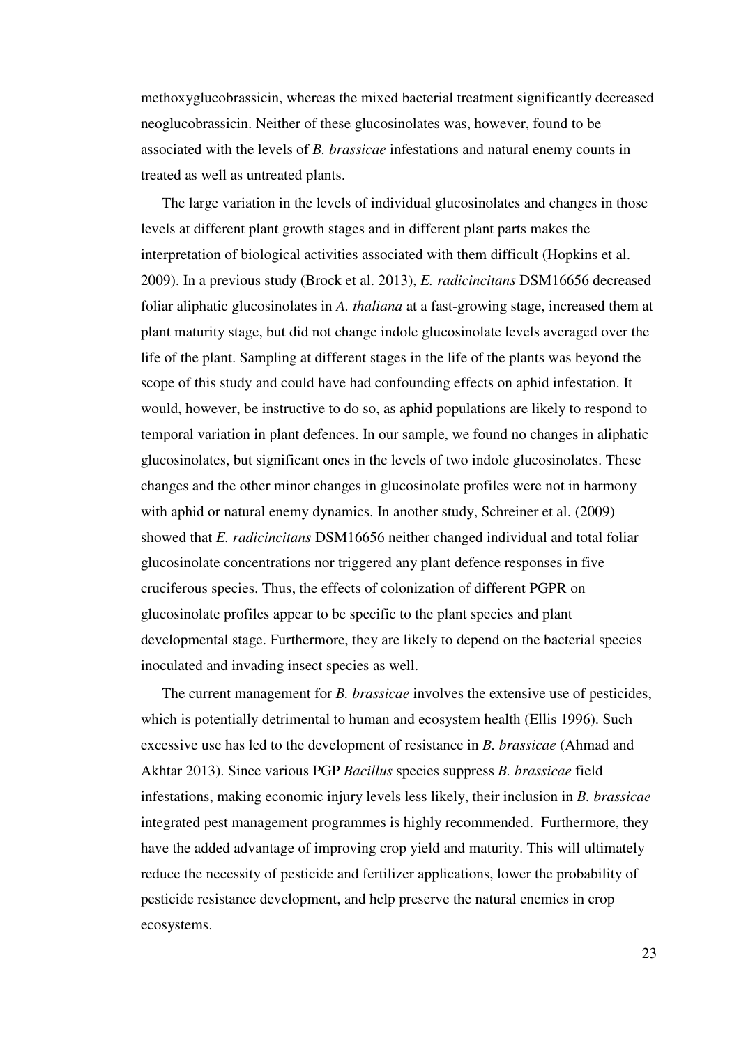methoxyglucobrassicin, whereas the mixed bacterial treatment significantly decreased neoglucobrassicin. Neither of these glucosinolates was, however, found to be associated with the levels of *B. brassicae* infestations and natural enemy counts in treated as well as untreated plants.

The large variation in the levels of individual glucosinolates and changes in those levels at different plant growth stages and in different plant parts makes the interpretation of biological activities associated with them difficult (Hopkins et al. 2009). In a previous study (Brock et al. 2013), *E. radicincitans* DSM16656 decreased foliar aliphatic glucosinolates in *A. thaliana* at a fast-growing stage, increased them at plant maturity stage, but did not change indole glucosinolate levels averaged over the life of the plant. Sampling at different stages in the life of the plants was beyond the scope of this study and could have had confounding effects on aphid infestation. It would, however, be instructive to do so, as aphid populations are likely to respond to temporal variation in plant defences. In our sample, we found no changes in aliphatic glucosinolates, but significant ones in the levels of two indole glucosinolates. These changes and the other minor changes in glucosinolate profiles were not in harmony with aphid or natural enemy dynamics. In another study, Schreiner et al. (2009) showed that *E. radicincitans* DSM16656 neither changed individual and total foliar glucosinolate concentrations nor triggered any plant defence responses in five cruciferous species. Thus, the effects of colonization of different PGPR on glucosinolate profiles appear to be specific to the plant species and plant developmental stage. Furthermore, they are likely to depend on the bacterial species inoculated and invading insect species as well.

The current management for *B. brassicae* involves the extensive use of pesticides, which is potentially detrimental to human and ecosystem health (Ellis 1996). Such excessive use has led to the development of resistance in *B. brassicae* (Ahmad and Akhtar 2013). Since various PGP *Bacillus* species suppress *B. brassicae* field infestations, making economic injury levels less likely, their inclusion in *B. brassicae* integrated pest management programmes is highly recommended. Furthermore, they have the added advantage of improving crop yield and maturity. This will ultimately reduce the necessity of pesticide and fertilizer applications, lower the probability of pesticide resistance development, and help preserve the natural enemies in crop ecosystems.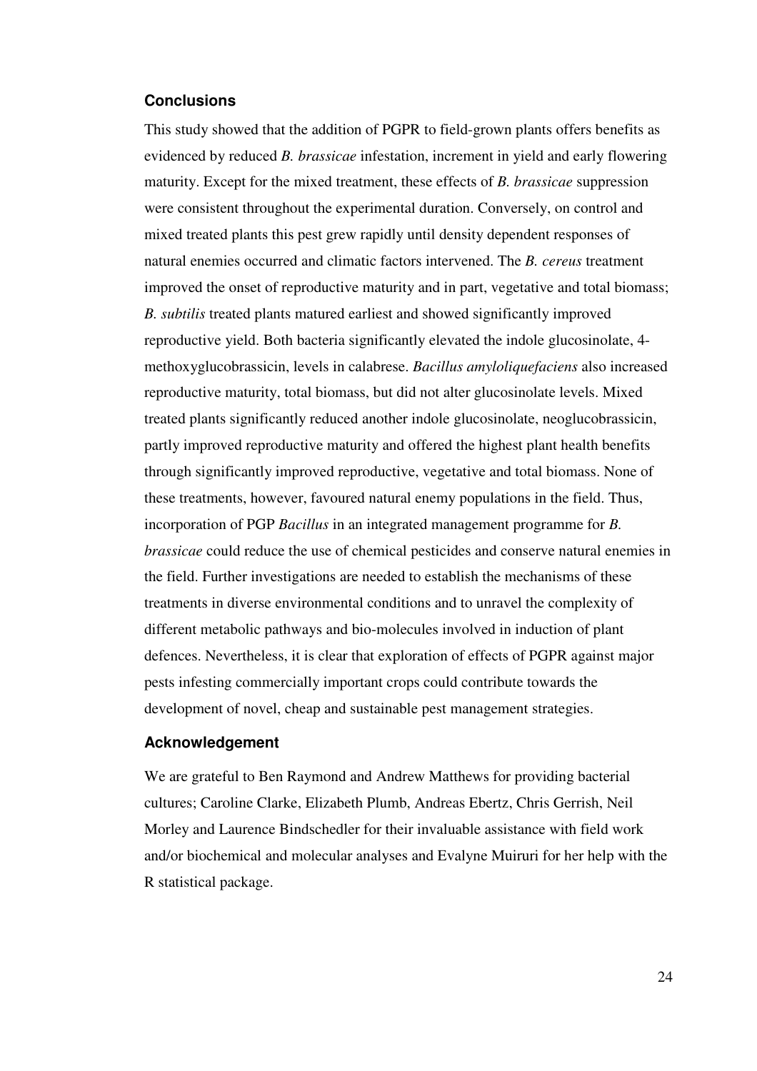## Conclusions

This study showed that the addition of PGPR to field-grown plants offers benefits as evidenced by reduced *B. brassicae* infestation, increment in yield and early flowering maturity. Except for the mixed treatment, these effects of *B. brassicae* suppression were consistent throughout the experimental duration. Conversely, on control and mixed treated plants this pest grew rapidly until density dependent responses of natural enemies occurred and climatic factors intervened. The *B. cereus* treatment improved the onset of reproductive maturity and in part, vegetative and total biomass; *B. subtilis* treated plants matured earliest and showed significantly improved reproductive yield. Both bacteria significantly elevated the indole glucosinolate, 4-methoxyglucobrassicin, levels in calabrese. *Bacillus amyloliquefaciens* also increased reproductive maturity, total biomass, but did not alter glucosinolate levels. Mixed treated plants significantly reduced another indole glucosinolate, neoglucobrassicin, partly improved reproductive maturity and offered the highest plant health benefits through significantly improved reproductive, vegetative and total biomass. None of these treatments, however, favoured natural enemy populations in the field. Thus, incorporation of PGP *Bacillus* in an integrated management programme for *B. brassicae* could reduce the use of chemical pesticides and conserve natural enemies in the field. Further investigations are needed to establish the mechanisms of these treatments in diverse environmental conditions and to unravel the complexity of different metabolic pathways and bio-molecules involved in induction of plant defences. Nevertheless, it is clear that exploration of effects of PGPR against major pests infesting commercially important crops could contribute towards the development of novel, cheap and sustainable pest management strategies.

## Acknowledgement

We are grateful to Ben Raymond and Andrew Matthews for providing bacterial cultures; Caroline Clarke, Elizabeth Plumb, Andreas Ebertz, Chris Gerrish, Neil Morley and Laurence Bindschedler for their invaluable assistance with field work and/or biochemical and molecular analyses and Evalyne Muiruri for her help with the R statistical package.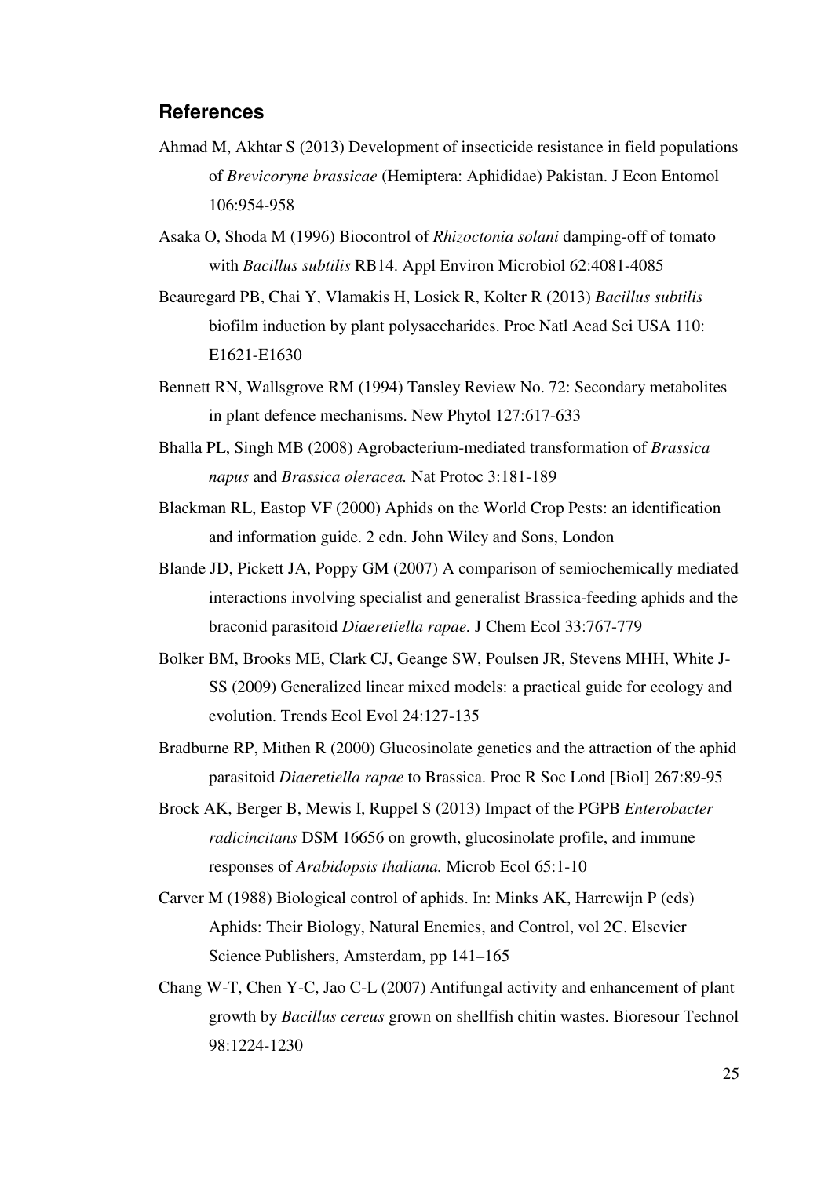## References

Ahmad M, Akhtar S (2013) Development of insecticide resistance in field populations of *Brevicoryne brassicae* (Hemiptera: Aphididae) Pakistan. J Econ Entomol 106:954-958

Asaka O, Shoda M (1996) Biocontrol of *Rhizoctonia solani* damping-off of tomato with *Bacillus subtilis* RB14. Appl Environ Microbiol 62:4081-4085

Beauregard PB, Chai Y, Vlamakis H, Losick R, Kolter R (2013) *Bacillus subtilis* biofilm induction by plant polysaccharides. Proc Natl Acad Sci USA 110: E1621-E1630

Bennett RN, Wallsgrove RM (1994) Tansley Review No. 72: Secondary metabolites in plant defence mechanisms. New Phytol 127:617-633

Bhalla PL, Singh MB (2008) Agrobacterium-mediated transformation of *Brassica napus* and *Brassica oleracea.* Nat Protoc 3:181-189

Blackman RL, Eastop VF (2000) Aphids on the World Crop Pests: an identification and information guide. 2 edn. John Wiley and Sons, London

Blande JD, Pickett JA, Poppy GM (2007) A comparison of semiochemically mediated interactions involving specialist and generalist Brassica-feeding aphids and the braconid parasitoid *Diaeretiella rapae.* J Chem Ecol 33:767-779

Bolker BM, Brooks ME, Clark CJ, Geange SW, Poulsen JR, Stevens MHH, White J-SS (2009) Generalized linear mixed models: a practical guide for ecology and evolution. Trends Ecol Evol 24:127-135

Bradburne RP, Mithen R (2000) Glucosinolate genetics and the attraction of the aphid parasitoid *Diaeretiella rapae* to Brassica. Proc R Soc Lond [Biol] 267:89-95

Brock AK, Berger B, Mewis I, Ruppel S (2013) Impact of the PGPB *Enterobacter radicincitans* DSM 16656 on growth, glucosinolate profile, and immune responses of *Arabidopsis thaliana.* Microb Ecol 65:1-10

Carver M (1988) Biological control of aphids. In: Minks AK, Harrewijn P (eds) Aphids: Their Biology, Natural Enemies, and Control, vol 2C. Elsevier Science Publishers, Amsterdam, pp 141–165

Chang W-T, Chen Y-C, Jao C-L (2007) Antifungal activity and enhancement of plant growth by *Bacillus cereus* grown on shellfish chitin wastes. Bioresour Technol 98:1224-1230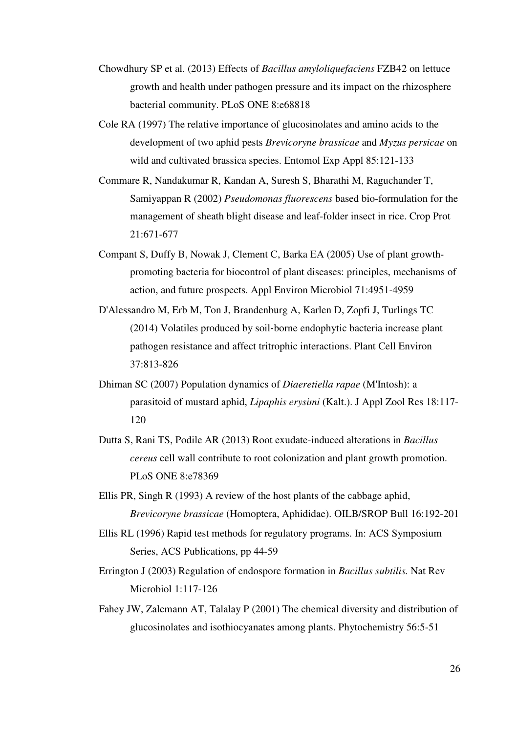Chowdhury SP et al. (2013) Effects of *Bacillus amyloliquefaciens* FZB42 on lettuce growth and health under pathogen pressure and its impact on the rhizosphere bacterial community. PLoS ONE 8:e68818

Cole RA (1997) The relative importance of glucosinolates and amino acids to the development of two aphid pests *Brevicoryne brassicae* and *Myzus persicae* on wild and cultivated brassica species. Entomol Exp Appl 85:121-133

Commare R, Nandakumar R, Kandan A, Suresh S, Bharathi M, Raguchander T, Samiyappan R (2002) *Pseudomonas fluorescens* based bio-formulation for the management of sheath blight disease and leaf-folder insect in rice. Crop Prot 21:671-677

Compant S, Duffy B, Nowak J, Clement C, Barka EA (2005) Use of plant growth-promoting bacteria for biocontrol of plant diseases: principles, mechanisms of action, and future prospects. Appl Environ Microbiol 71:4951-4959

D'Alessandro M, Erb M, Ton J, Brandenburg A, Karlen D, Zopfi J, Turlings TC (2014) Volatiles produced by soil-borne endophytic bacteria increase plant pathogen resistance and affect tritrophic interactions. Plant Cell Environ 37:813-826

Dhiman SC (2007) Population dynamics of *Diaeretiella rapae* (M'Intosh): a parasitoid of mustard aphid, *Lipaphis erysimi* (Kalt.). J Appl Zool Res 18:117-120

Dutta S, Rani TS, Podile AR (2013) Root exudate-induced alterations in *Bacillus cereus* cell wall contribute to root colonization and plant growth promotion. PLoS ONE 8:e78369

Ellis PR, Singh R (1993) A review of the host plants of the cabbage aphid, *Brevicoryne brassicae* (Homoptera, Aphididae). OILB/SROP Bull 16:192-201

Ellis RL (1996) Rapid test methods for regulatory programs. In: ACS Symposium Series, ACS Publications, pp 44-59

Errington J (2003) Regulation of endospore formation in *Bacillus subtilis.* Nat Rev Microbiol 1:117-126

Fahey JW, Zalcmann AT, Talalay P (2001) The chemical diversity and distribution of glucosinolates and isothiocyanates among plants. Phytochemistry 56:5-51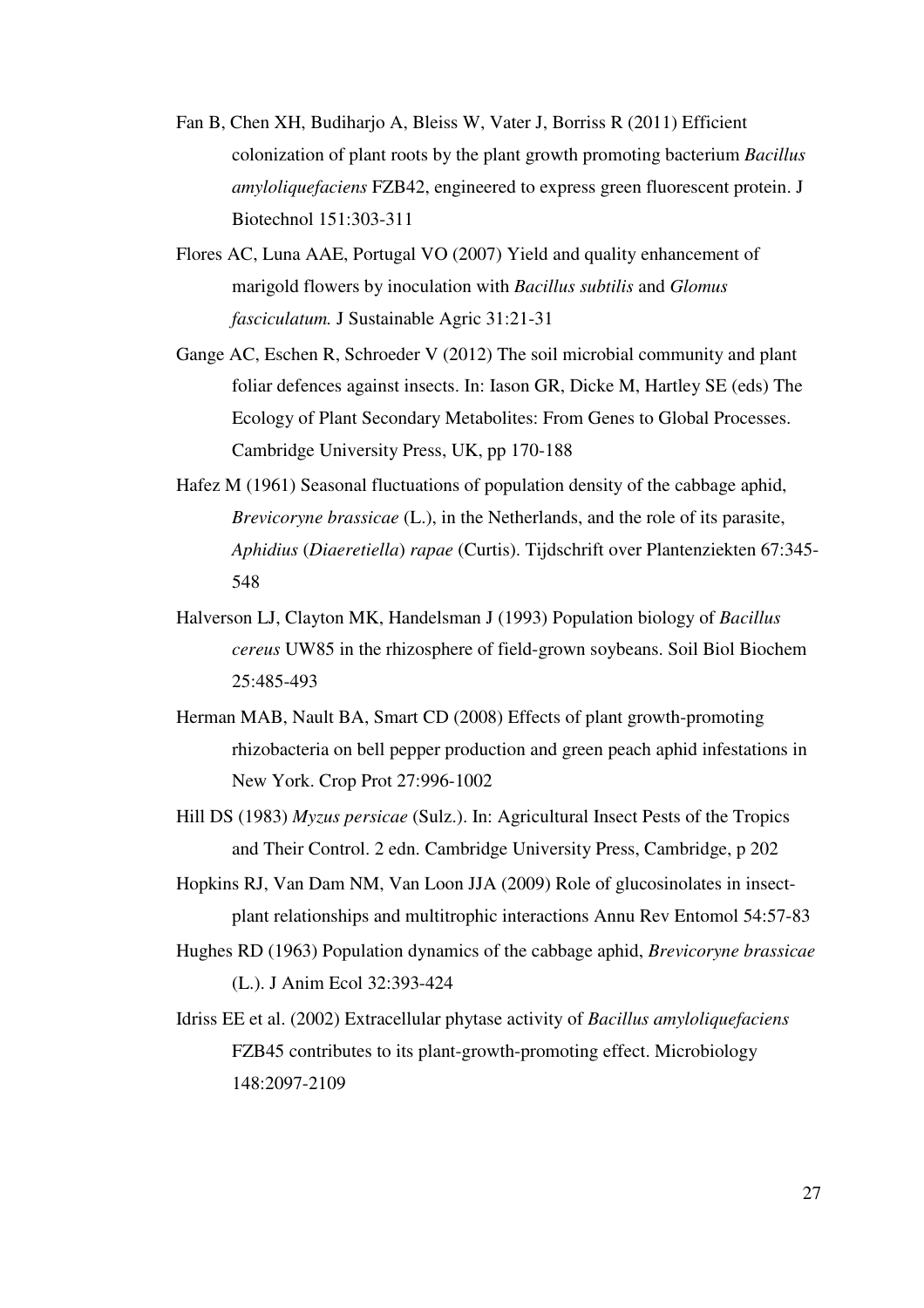Fan B, Chen XH, Budiharjo A, Bleiss W, Vater J, Borriss R (2011) Efficient colonization of plant roots by the plant growth promoting bacterium *Bacillus amyloliquefaciens* FZB42, engineered to express green fluorescent protein. J Biotechnol 151:303-311

Flores AC, Luna AAE, Portugal VO (2007) Yield and quality enhancement of marigold flowers by inoculation with *Bacillus subtilis* and *Glomus fasciculatum.* J Sustainable Agric 31:21-31

Gange AC, Eschen R, Schroeder V (2012) The soil microbial community and plant foliar defences against insects. In: Iason GR, Dicke M, Hartley SE (eds) The Ecology of Plant Secondary Metabolites: From Genes to Global Processes. Cambridge University Press, UK, pp 170-188

Hafez M (1961) Seasonal fluctuations of population density of the cabbage aphid, *Brevicoryne brassicae* (L.), in the Netherlands, and the role of its parasite, *Aphidius* (*Diaeretiella*) *rapae* (Curtis). Tijdschrift over Plantenziekten 67:345-548

Halverson LJ, Clayton MK, Handelsman J (1993) Population biology of *Bacillus cereus* UW85 in the rhizosphere of field-grown soybeans. Soil Biol Biochem 25:485-493

Herman MAB, Nault BA, Smart CD (2008) Effects of plant growth-promoting rhizobacteria on bell pepper production and green peach aphid infestations in New York. Crop Prot 27:996-1002

Hill DS (1983) *Myzus persicae* (Sulz.). In: Agricultural Insect Pests of the Tropics and Their Control. 2 edn. Cambridge University Press, Cambridge, p 202

Hopkins RJ, Van Dam NM, Van Loon JJA (2009) Role of glucosinolates in insect-plant relationships and multitrophic interactions Annu Rev Entomol 54:57-83

Hughes RD (1963) Population dynamics of the cabbage aphid, *Brevicoryne brassicae* (L.). J Anim Ecol 32:393-424

Idriss EE et al. (2002) Extracellular phytase activity of *Bacillus amyloliquefaciens* FZB45 contributes to its plant-growth-promoting effect. Microbiology 148:2097-2109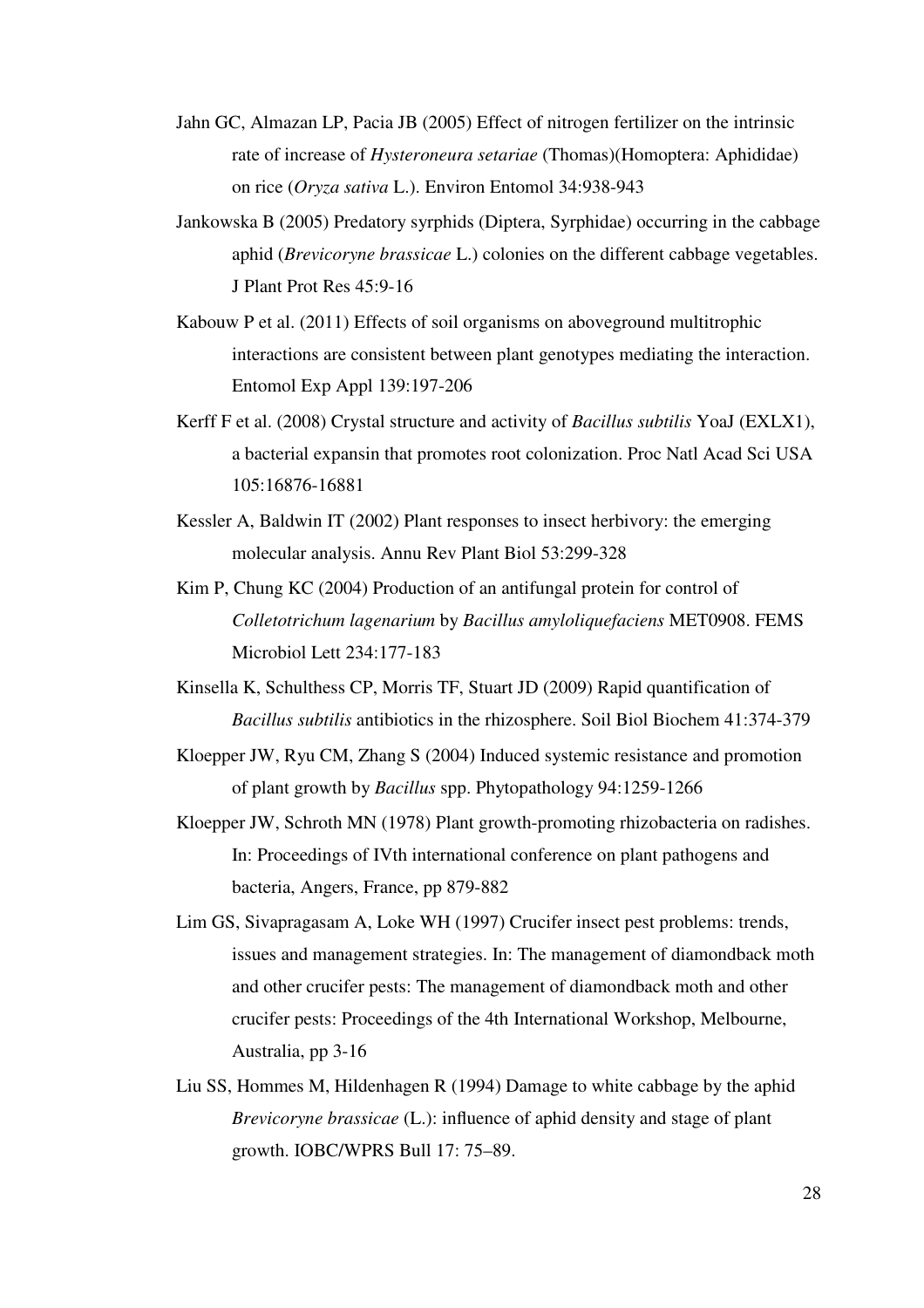Jahn GC, Almazan LP, Pacia JB (2005) Effect of nitrogen fertilizer on the intrinsic rate of increase of *Hysteroneura setariae* (Thomas)(Homoptera: Aphididae) on rice (*Oryza sativa* L.). Environ Entomol 34:938-943

Jankowska B (2005) Predatory syrphids (Diptera, Syrphidae) occurring in the cabbage aphid (*Brevicoryne brassicae* L.) colonies on the different cabbage vegetables. J Plant Prot Res 45:9-16

Kabouw P et al. (2011) Effects of soil organisms on aboveground multitrophic interactions are consistent between plant genotypes mediating the interaction. Entomol Exp Appl 139:197-206

Kerff F et al. (2008) Crystal structure and activity of *Bacillus subtilis* YoaJ (EXLX1), a bacterial expansin that promotes root colonization. Proc Natl Acad Sci USA 105:16876-16881

Kessler A, Baldwin IT (2002) Plant responses to insect herbivory: the emerging molecular analysis. Annu Rev Plant Biol 53:299-328

Kim P, Chung KC (2004) Production of an antifungal protein for control of *Colletotrichum lagenarium* by *Bacillus amyloliquefaciens* MET0908. FEMS Microbiol Lett 234:177-183

Kinsella K, Schulthess CP, Morris TF, Stuart JD (2009) Rapid quantification of *Bacillus subtilis* antibiotics in the rhizosphere. Soil Biol Biochem 41:374-379

Kloepper JW, Ryu CM, Zhang S (2004) Induced systemic resistance and promotion of plant growth by *Bacillus* spp. Phytopathology 94:1259-1266

Kloepper JW, Schroth MN (1978) Plant growth-promoting rhizobacteria on radishes. In: Proceedings of IVth international conference on plant pathogens and bacteria, Angers, France, pp 879-882

Lim GS, Sivapragasam A, Loke WH (1997) Crucifer insect pest problems: trends, issues and management strategies. In: The management of diamondback moth and other crucifer pests: The management of diamondback moth and other crucifer pests: Proceedings of the 4th International Workshop, Melbourne, Australia, pp 3-16

Liu SS, Hommes M, Hildenhagen R (1994) Damage to white cabbage by the aphid *Brevicoryne brassicae* (L.): influence of aphid density and stage of plant growth. IOBC/WPRS Bull 17: 75–89.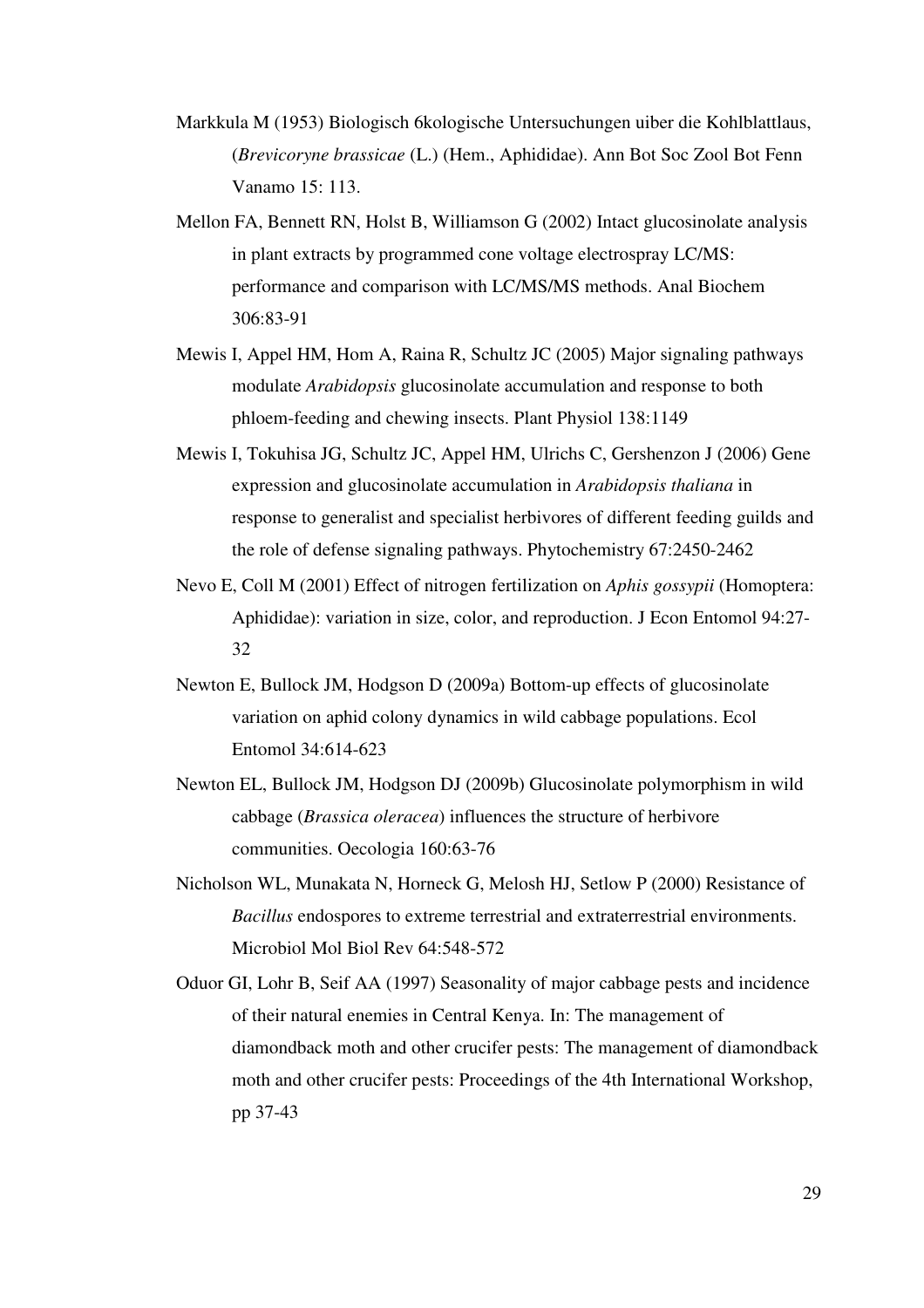Markkula M (1953) Biologisch 6kologische Untersuchungen uiber die Kohlblattlaus, (*Brevicoryne brassicae* (L.) (Hem., Aphididae). Ann Bot Soc Zool Bot Fenn Vanamo 15: 113.

Mellon FA, Bennett RN, Holst B, Williamson G (2002) Intact glucosinolate analysis in plant extracts by programmed cone voltage electrospray LC/MS: performance and comparison with LC/MS/MS methods. Anal Biochem 306:83-91

Mewis I, Appel HM, Hom A, Raina R, Schultz JC (2005) Major signaling pathways modulate *Arabidopsis* glucosinolate accumulation and response to both phloem-feeding and chewing insects. Plant Physiol 138:1149

Mewis I, Tokuhisa JG, Schultz JC, Appel HM, Ulrichs C, Gershenzon J (2006) Gene expression and glucosinolate accumulation in *Arabidopsis thaliana* in response to generalist and specialist herbivores of different feeding guilds and the role of defense signaling pathways. Phytochemistry 67:2450-2462

Nevo E, Coll M (2001) Effect of nitrogen fertilization on *Aphis gossypii* (Homoptera: Aphididae): variation in size, color, and reproduction. J Econ Entomol 94:27-32

Newton E, Bullock JM, Hodgson D (2009a) Bottom-up effects of glucosinolate variation on aphid colony dynamics in wild cabbage populations. Ecol Entomol 34:614-623

Newton EL, Bullock JM, Hodgson DJ (2009b) Glucosinolate polymorphism in wild cabbage (*Brassica oleracea*) influences the structure of herbivore communities. Oecologia 160:63-76

Nicholson WL, Munakata N, Horneck G, Melosh HJ, Setlow P (2000) Resistance of *Bacillus* endospores to extreme terrestrial and extraterrestrial environments. Microbiol Mol Biol Rev 64:548-572

Oduor GI, Lohr B, Seif AA (1997) Seasonality of major cabbage pests and incidence of their natural enemies in Central Kenya. In: The management of diamondback moth and other crucifer pests: The management of diamondback moth and other crucifer pests: Proceedings of the 4th International Workshop, pp 37-43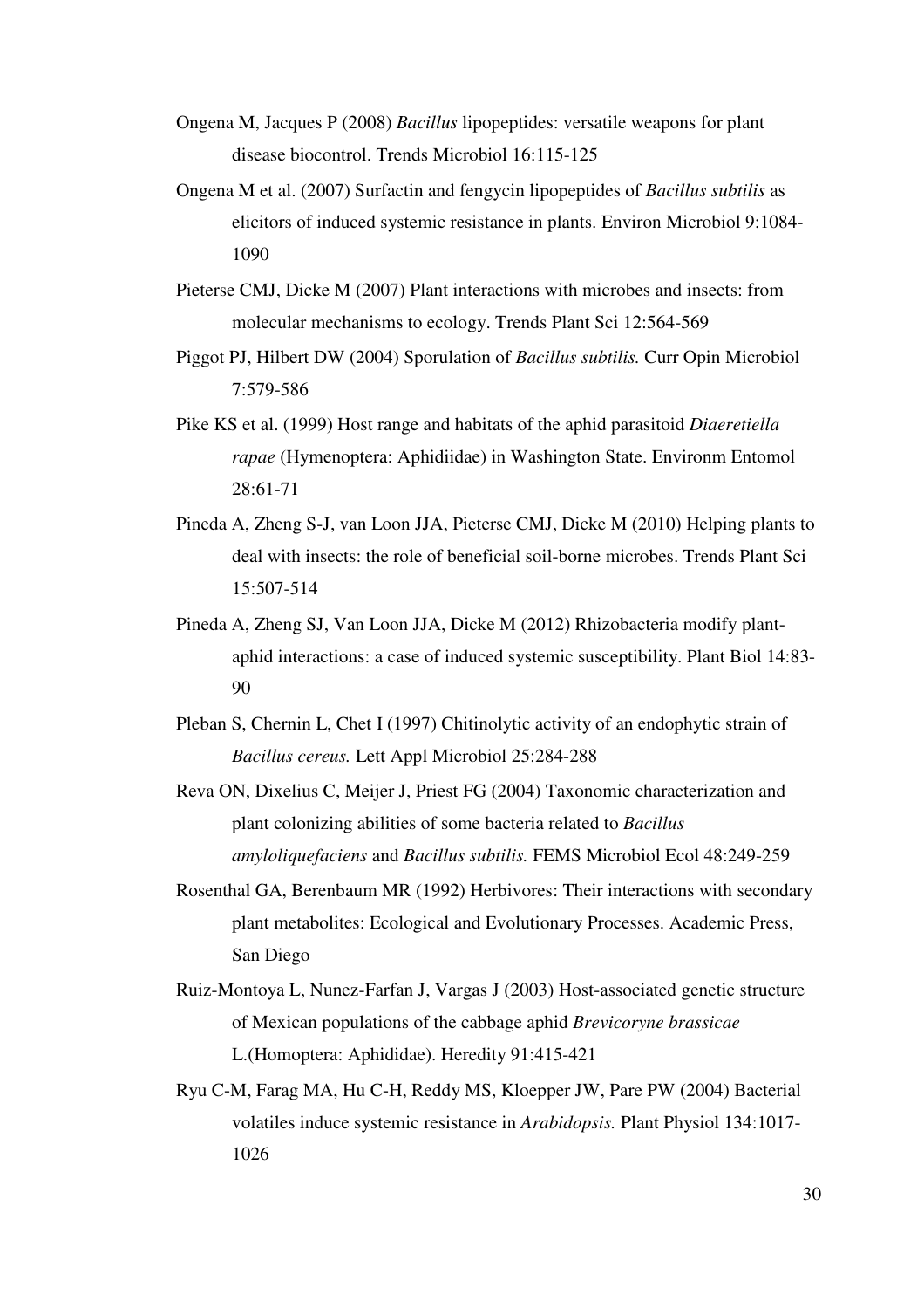Ongena M, Jacques P (2008) *Bacillus* lipopeptides: versatile weapons for plant disease biocontrol. Trends Microbiol 16:115-125

Ongena M et al. (2007) Surfactin and fengycin lipopeptides of *Bacillus subtilis* as elicitors of induced systemic resistance in plants. Environ Microbiol 9:1084-1090

Pieterse CMJ, Dicke M (2007) Plant interactions with microbes and insects: from molecular mechanisms to ecology. Trends Plant Sci 12:564-569

Piggot PJ, Hilbert DW (2004) Sporulation of *Bacillus subtilis.* Curr Opin Microbiol 7:579-586

Pike KS et al. (1999) Host range and habitats of the aphid parasitoid *Diaeretiella rapae* (Hymenoptera: Aphidiidae) in Washington State. Environm Entomol 28:61-71

Pineda A, Zheng S-J, van Loon JJA, Pieterse CMJ, Dicke M (2010) Helping plants to deal with insects: the role of beneficial soil-borne microbes. Trends Plant Sci 15:507-514

Pineda A, Zheng SJ, Van Loon JJA, Dicke M (2012) Rhizobacteria modify plant-aphid interactions: a case of induced systemic susceptibility. Plant Biol 14:83-90

Pleban S, Chernin L, Chet I (1997) Chitinolytic activity of an endophytic strain of *Bacillus cereus.* Lett Appl Microbiol 25:284-288

Reva ON, Dixelius C, Meijer J, Priest FG (2004) Taxonomic characterization and plant colonizing abilities of some bacteria related to *Bacillus amyloliquefaciens* and *Bacillus subtilis.* FEMS Microbiol Ecol 48:249-259

Rosenthal GA, Berenbaum MR (1992) Herbivores: Their interactions with secondary plant metabolites: Ecological and Evolutionary Processes. Academic Press, San Diego

Ruiz-Montoya L, Nunez-Farfan J, Vargas J (2003) Host-associated genetic structure of Mexican populations of the cabbage aphid *Brevicoryne brassicae* L.(Homoptera: Aphididae). Heredity 91:415-421

Ryu C-M, Farag MA, Hu C-H, Reddy MS, Kloepper JW, Pare PW (2004) Bacterial volatiles induce systemic resistance in *Arabidopsis.* Plant Physiol 134:1017-1026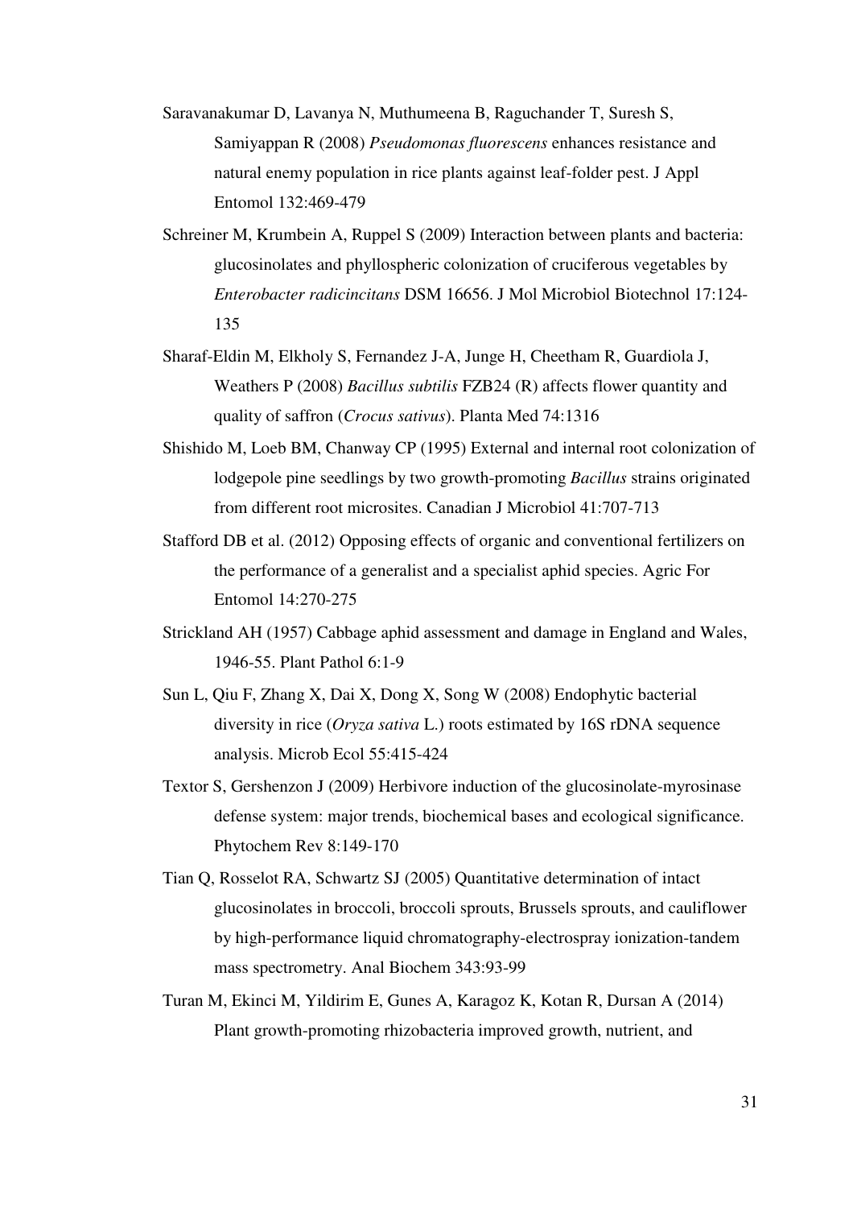Saravanakumar D, Lavanya N, Muthumeena B, Raguchander T, Suresh S, Samiyappan R (2008) *Pseudomonas fluorescens* enhances resistance and natural enemy population in rice plants against leaf-folder pest. J Appl Entomol 132:469-479

Schreiner M, Krumbein A, Ruppel S (2009) Interaction between plants and bacteria: glucosinolates and phyllospheric colonization of cruciferous vegetables by *Enterobacter radicincitans* DSM 16656. J Mol Microbiol Biotechnol 17:124-135

Sharaf-Eldin M, Elkholy S, Fernandez J-A, Junge H, Cheetham R, Guardiola J, Weathers P (2008) *Bacillus subtilis* FZB24 (R) affects flower quantity and quality of saffron (*Crocus sativus*). Planta Med 74:1316

Shishido M, Loeb BM, Chanway CP (1995) External and internal root colonization of lodgepole pine seedlings by two growth-promoting *Bacillus* strains originated from different root microsites. Canadian J Microbiol 41:707-713

Stafford DB et al. (2012) Opposing effects of organic and conventional fertilizers on the performance of a generalist and a specialist aphid species. Agric For Entomol 14:270-275

Strickland AH (1957) Cabbage aphid assessment and damage in England and Wales, 1946-55. Plant Pathol 6:1-9

Sun L, Qiu F, Zhang X, Dai X, Dong X, Song W (2008) Endophytic bacterial diversity in rice (*Oryza sativa* L.) roots estimated by 16S rDNA sequence analysis. Microb Ecol 55:415-424

Textor S, Gershenzon J (2009) Herbivore induction of the glucosinolate-myrosinase defense system: major trends, biochemical bases and ecological significance. Phytochem Rev 8:149-170

Tian Q, Rosselot RA, Schwartz SJ (2005) Quantitative determination of intact glucosinolates in broccoli, broccoli sprouts, Brussels sprouts, and cauliflower by high-performance liquid chromatography-electrospray ionization-tandem mass spectrometry. Anal Biochem 343:93-99

Turan M, Ekinci M, Yildirim E, Gunes A, Karagoz K, Kotan R, Dursan A (2014) Plant growth-promoting rhizobacteria improved growth, nutrient, and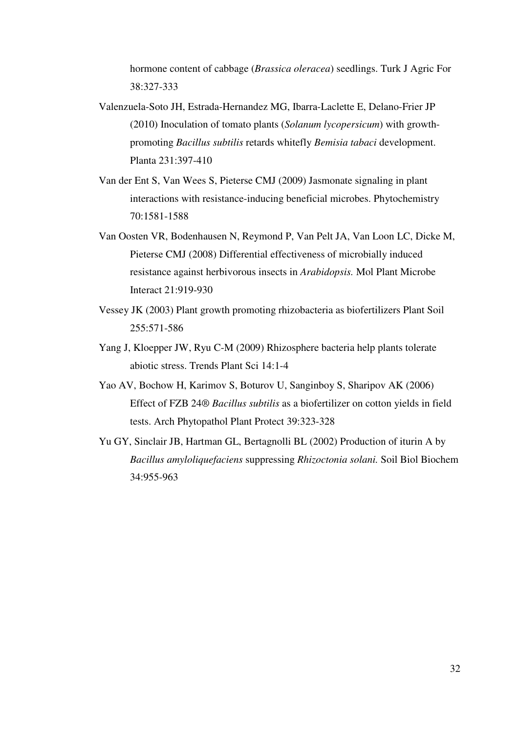hormone content of cabbage (*Brassica oleracea*) seedlings. Turk J Agric For 38:327-333

Valenzuela-Soto JH, Estrada-Hernandez MG, Ibarra-Laclette E, Delano-Frier JP (2010) Inoculation of tomato plants (*Solanum lycopersicum*) with growth-promoting *Bacillus subtilis* retards whitefly *Bemisia tabaci* development. Planta 231:397-410

Van der Ent S, Van Wees S, Pieterse CMJ (2009) Jasmonate signaling in plant interactions with resistance-inducing beneficial microbes. Phytochemistry 70:1581-1588

Van Oosten VR, Bodenhausen N, Reymond P, Van Pelt JA, Van Loon LC, Dicke M, Pieterse CMJ (2008) Differential effectiveness of microbially induced resistance against herbivorous insects in *Arabidopsis.* Mol Plant Microbe Interact 21:919-930

Vessey JK (2003) Plant growth promoting rhizobacteria as biofertilizers Plant Soil 255:571-586

Yang J, Kloepper JW, Ryu C-M (2009) Rhizosphere bacteria help plants tolerate abiotic stress. Trends Plant Sci 14:1-4

Yao AV, Bochow H, Karimov S, Boturov U, Sanginboy S, Sharipov AK (2006) Effect of FZB 24® *Bacillus subtilis* as a biofertilizer on cotton yields in field tests. Arch Phytopathol Plant Protect 39:323-328

Yu GY, Sinclair JB, Hartman GL, Bertagnolli BL (2002) Production of iturin A by *Bacillus amyloliquefaciens* suppressing *Rhizoctonia solani.* Soil Biol Biochem 34:955-963